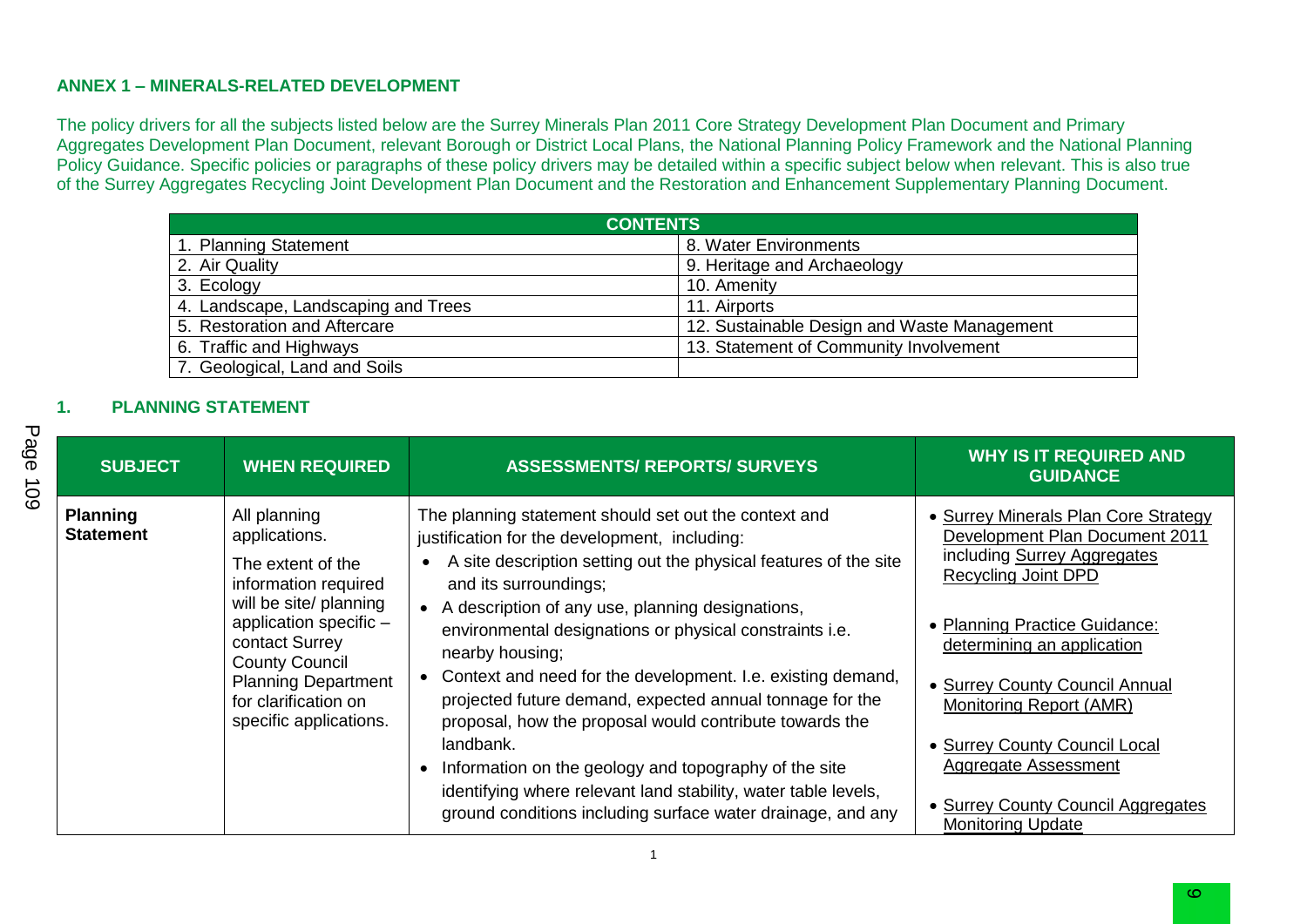**ANNEX 1 – MINERALS-RELATED DEVELOPMENT**

The policy drivers for all the subjects listed below are the Surrey Minerals Plan 2011 Core Strategy Development Plan Document and Primary Aggregates Development Plan Document, relevant Borough or District Local Plans, the National Planning Policy Framework and the National Planning Policy Guidance. Specific policies or paragraphs of these policy drivers may be detailed within a specific subject below when relevant. This is also true of the Surrey Aggregates Recycling Joint Development Plan Document and the Restoration and Enhancement Supplementary Planning Document.

| CONTENTS | |
|---|---|
| 1. Planning Statement | 8. Water Environments |
| 2. Air Quality | 9. Heritage and Archaeology |
| 3. Ecology | 10. Amenity |
| 4. Landscape, Landscaping and Trees | 11. Airports |
| 5. Restoration and Aftercare | 12. Sustainable Design and Waste Management |
| 6. Traffic and Highways | 13. Statement of Community Involvement |
| 7. Geological, Land and Soils | |

## 1. PLANNING STATEMENT

| SUBJECT | WHEN REQUIRED | ASSESSMENTS/ REPORTS/ SURVEYS | WHY IS IT REQUIRED AND GUIDANCE |
|---|---|---|---|
| **Planning Statement** | All planning applications.<br><br>The extent of the information required will be site/ planning application specific – contact Surrey County Council Planning Department for clarification on specific applications. | The planning statement should set out the context and justification for the development, including:<br>• A site description setting out the physical features of the site and its surroundings;<br>• A description of any use, planning designations, environmental designations or physical constraints i.e. nearby housing;<br>• Context and need for the development. I.e. existing demand, projected future demand, expected annual tonnage for the proposal, how the proposal would contribute towards the landbank.<br>• Information on the geology and topography of the site identifying where relevant land stability, water table levels, ground conditions including surface water drainage, and any | • Surrey Minerals Plan Core Strategy Development Plan Document 2011 including Surrey Aggregates Recycling Joint DPD<br><br>• Planning Practice Guidance: determining an application<br><br>• Surrey County Council Annual Monitoring Report (AMR)<br><br>• Surrey County Council Local Aggregate Assessment<br><br>• Surrey County Council Aggregates Monitoring Update |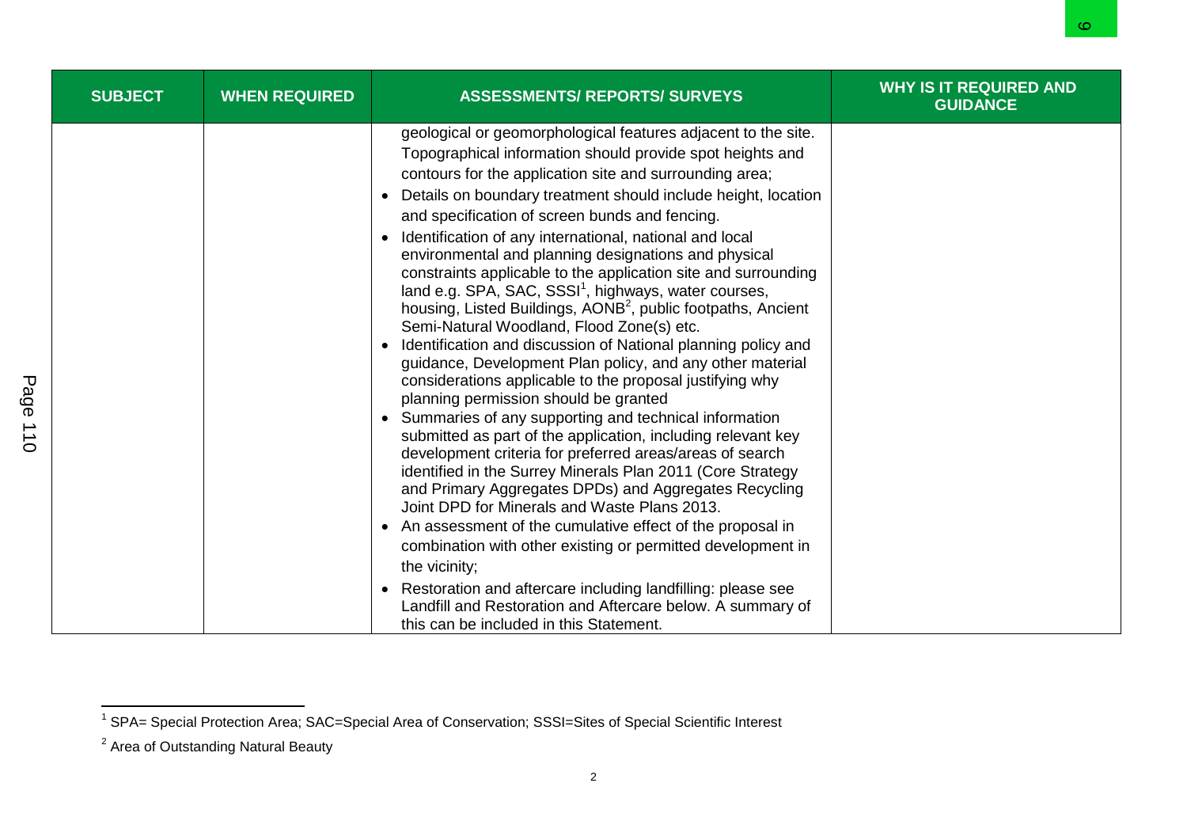| SUBJECT | WHEN REQUIRED | ASSESSMENTS/ REPORTS/ SURVEYS | WHY IS IT REQUIRED AND GUIDANCE |
| --- | --- | --- | --- |
| | | geological or geomorphological features adjacent to the site. Topographical information should provide spot heights and contours for the application site and surrounding area;<br>• Details on boundary treatment should include height, location and specification of screen bunds and fencing.<br>• Identification of any international, national and local environmental and planning designations and physical constraints applicable to the application site and surrounding land e.g. SPA, SAC, SSSI[1], highways, water courses, housing, Listed Buildings, AONB[2], public footpaths, Ancient Semi-Natural Woodland, Flood Zone(s) etc.<br>• Identification and discussion of National planning policy and guidance, Development Plan policy, and any other material considerations applicable to the proposal justifying why planning permission should be granted<br>• Summaries of any supporting and technical information submitted as part of the application, including relevant key development criteria for preferred areas/areas of search identified in the Surrey Minerals Plan 2011 (Core Strategy and Primary Aggregates DPDs) and Aggregates Recycling Joint DPD for Minerals and Waste Plans 2013.<br>• An assessment of the cumulative effect of the proposal in combination with other existing or permitted development in the vicinity;<br>• Restoration and aftercare including landfilling: please see Landfill and Restoration and Aftercare below. A summary of this can be included in this Statement. | |

[1] SPA= Special Protection Area; SAC=Special Area of Conservation; SSSI=Sites of Special Scientific Interest

[2] Area of Outstanding Natural Beauty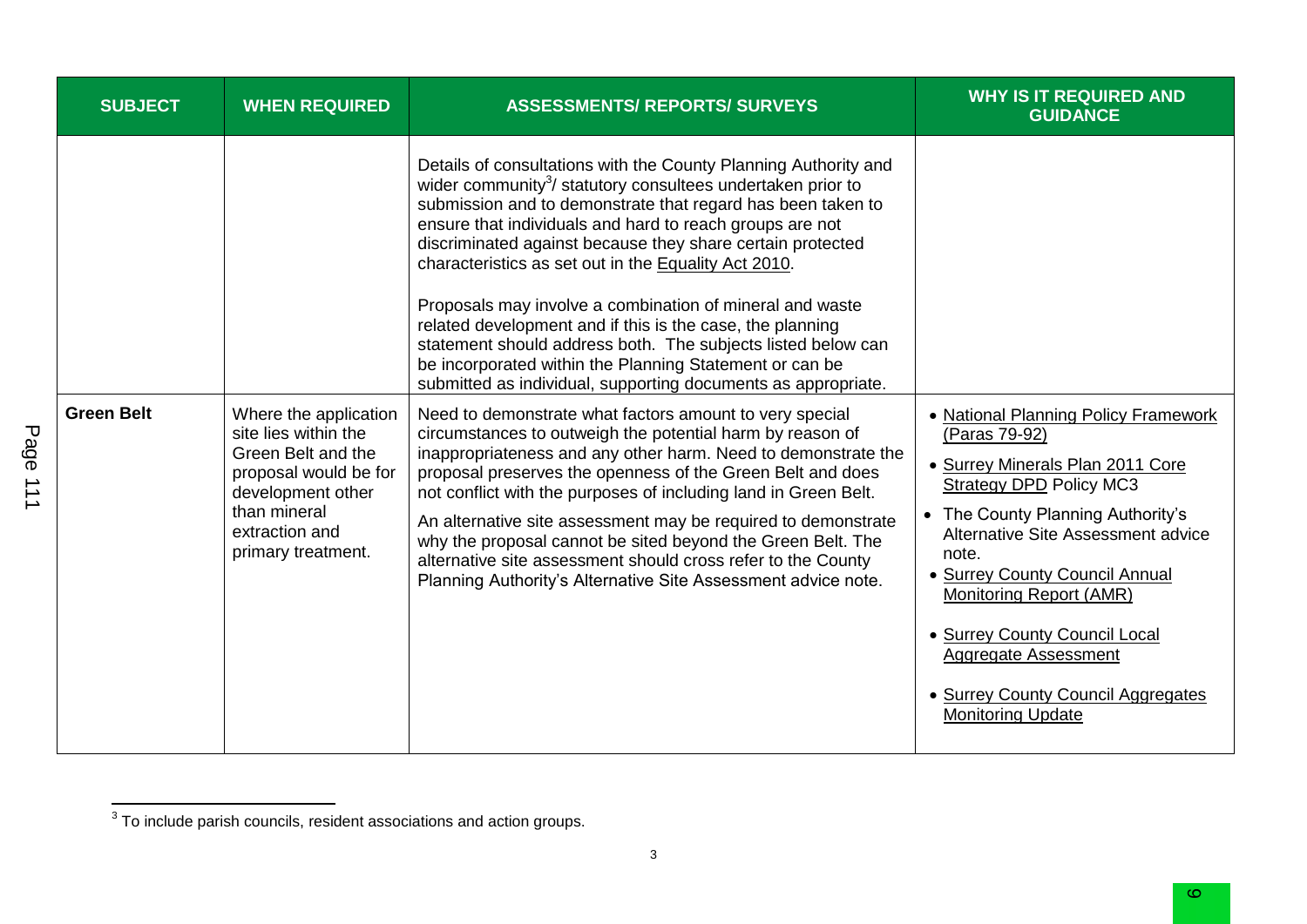| SUBJECT | WHEN REQUIRED | ASSESSMENTS/ REPORTS/ SURVEYS | WHY IS IT REQUIRED AND GUIDANCE |
|---|---|---|---|
| | | Details of consultations with the County Planning Authority and wider community[3]/ statutory consultees undertaken prior to submission and to demonstrate that regard has been taken to ensure that individuals and hard to reach groups are not discriminated against because they share certain protected characteristics as set out in the Equality Act 2010.<br><br>Proposals may involve a combination of mineral and waste related development and if this is the case, the planning statement should address both. The subjects listed below can be incorporated within the Planning Statement or can be submitted as individual, supporting documents as appropriate. | |
| **Green Belt** | Where the application site lies within the Green Belt and the proposal would be for development other than mineral extraction and primary treatment. | Need to demonstrate what factors amount to very special circumstances to outweigh the potential harm by reason of inappropriateness and any other harm. Need to demonstrate the proposal preserves the openness of the Green Belt and does not conflict with the purposes of including land in Green Belt.<br><br>An alternative site assessment may be required to demonstrate why the proposal cannot be sited beyond the Green Belt. The alternative site assessment should cross refer to the County Planning Authority's Alternative Site Assessment advice note. | • National Planning Policy Framework (Paras 79-92)<br>• Surrey Minerals Plan 2011 Core Strategy DPD Policy MC3<br>• The County Planning Authority's Alternative Site Assessment advice note.<br>• Surrey County Council Annual Monitoring Report (AMR)<br>• Surrey County Council Local Aggregate Assessment<br>• Surrey County Council Aggregates Monitoring Update |

[3] To include parish councils, resident associations and action groups.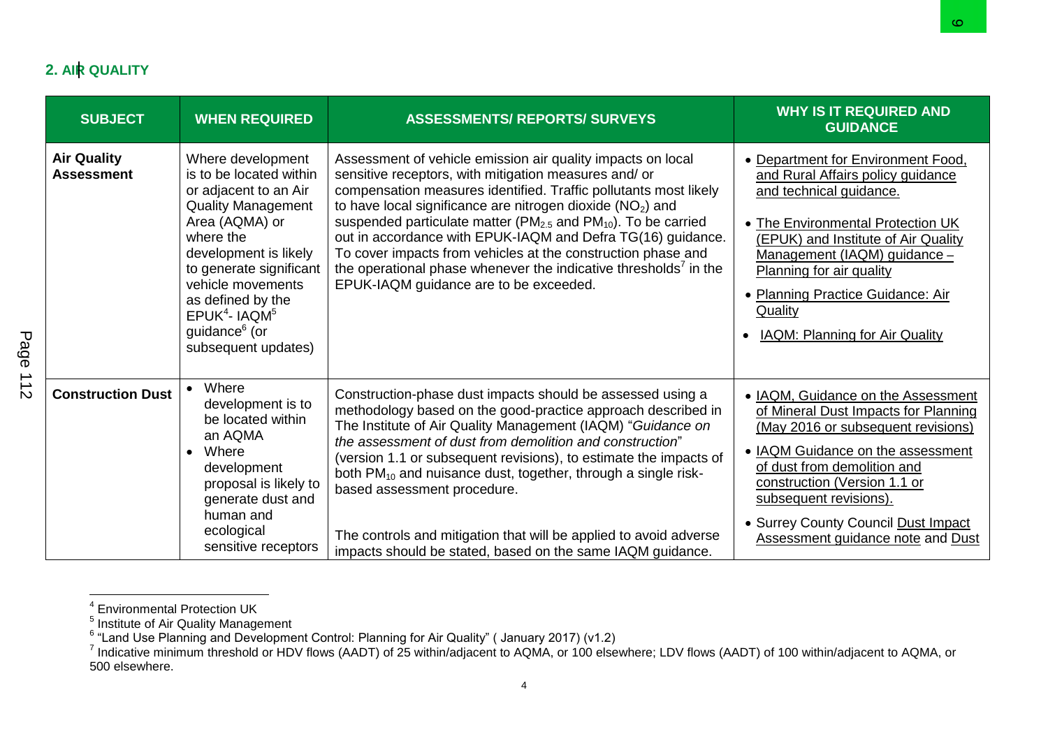## 2. AIR QUALITY

| SUBJECT | WHEN REQUIRED | ASSESSMENTS/ REPORTS/ SURVEYS | WHY IS IT REQUIRED AND GUIDANCE |
|---|---|---|---|
| **Air Quality Assessment** | Where development is to be located within or adjacent to an Air Quality Management Area (AQMA) or where the development is likely to generate significant vehicle movements as defined by the EPUK[4]- IAQM[5] guidance[6] (or subsequent updates) | Assessment of vehicle emission air quality impacts on local sensitive receptors, with mitigation measures and/ or compensation measures identified. Traffic pollutants most likely to have local significance are nitrogen dioxide ($NO_2$) and suspended particulate matter ($PM_{2.5}$ and $PM_{10}$). To be carried out in accordance with EPUK-IAQM and Defra TG(16) guidance. To cover impacts from vehicles at the construction phase and the operational phase whenever the indicative thresholds[7] in the EPUK-IAQM guidance are to be exceeded. | • Department for Environment Food, and Rural Affairs policy guidance and technical guidance.<br>• The Environmental Protection UK (EPUK) and Institute of Air Quality Management (IAQM) guidance – Planning for air quality<br>• Planning Practice Guidance: Air Quality<br>• IAQM: Planning for Air Quality |
| **Construction Dust** | • Where development is to be located within an AQMA<br>• Where development proposal is likely to generate dust and human and ecological sensitive receptors | Construction-phase dust impacts should be assessed using a methodology based on the good-practice approach described in The Institute of Air Quality Management (IAQM) "*Guidance on the assessment of dust from demolition and construction*" (version 1.1 or subsequent revisions), to estimate the impacts of both $PM_{10}$ and nuisance dust, together, through a single risk-based assessment procedure.<br><br>The controls and mitigation that will be applied to avoid adverse impacts should be stated, based on the same IAQM guidance. | • IAQM, Guidance on the Assessment of Mineral Dust Impacts for Planning (May 2016 or subsequent revisions)<br>• IAQM Guidance on the assessment of dust from demolition and construction (Version 1.1 or subsequent revisions).<br>• Surrey County Council Dust Impact Assessment guidance note and Dust |

[4] Environmental Protection UK
[5] Institute of Air Quality Management
[6] "Land Use Planning and Development Control: Planning for Air Quality" ( January 2017) (v1.2)
[7] Indicative minimum threshold or HDV flows (AADT) of 25 within/adjacent to AQMA, or 100 elsewhere; LDV flows (AADT) of 100 within/adjacent to AQMA, or 500 elsewhere.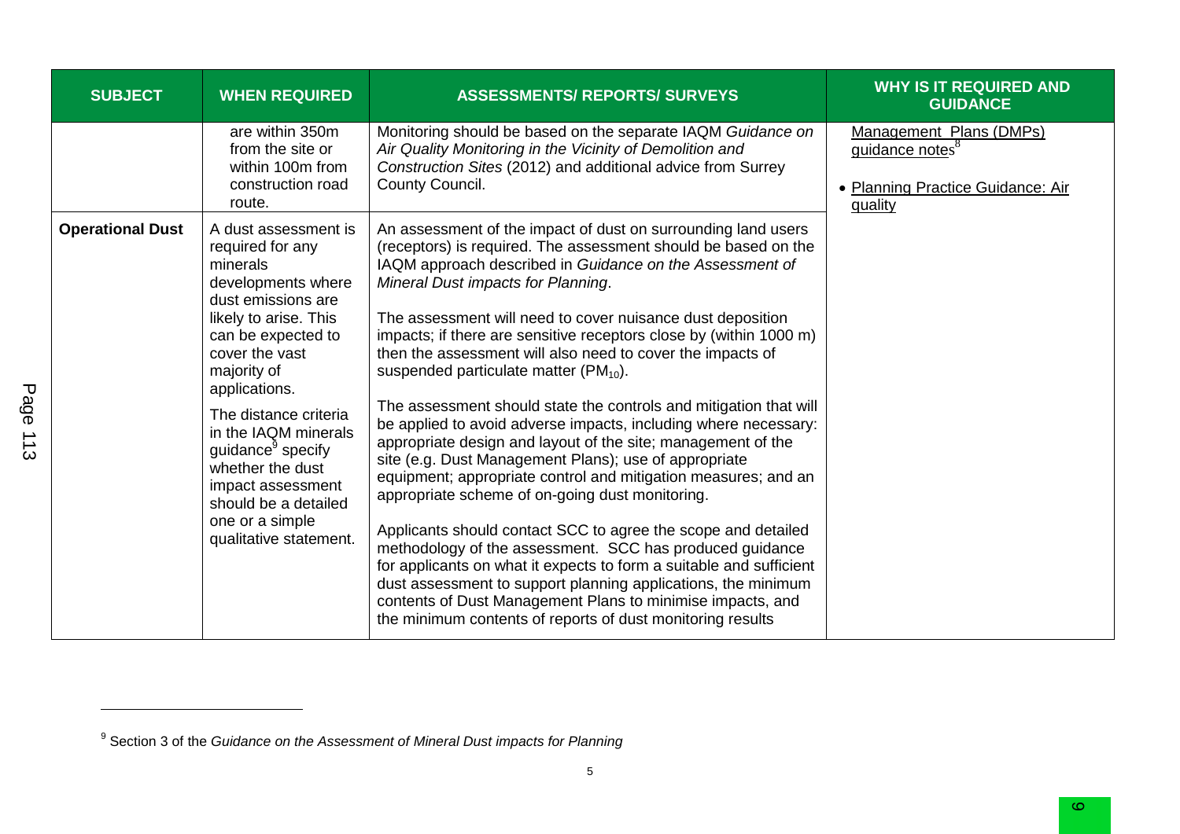| SUBJECT | WHEN REQUIRED | ASSESSMENTS/ REPORTS/ SURVEYS | WHY IS IT REQUIRED AND GUIDANCE |
|---|---|---|---|
| | are within 350m from the site or within 100m from construction road route. | Monitoring should be based on the separate IAQM *Guidance on Air Quality Monitoring in the Vicinity of Demolition and Construction Sites* (2012) and additional advice from Surrey County Council. | Management Plans (DMPs) guidance notes[8]<br><br>• Planning Practice Guidance: Air quality |
| **Operational Dust** | A dust assessment is required for any minerals developments where dust emissions are likely to arise. This can be expected to cover the vast majority of applications.<br><br>The distance criteria in the IAQM minerals guidance[9] specify whether the dust impact assessment should be a detailed one or a simple qualitative statement. | An assessment of the impact of dust on surrounding land users (receptors) is required. The assessment should be based on the IAQM approach described in *Guidance on the Assessment of Mineral Dust impacts for Planning*.<br><br>The assessment will need to cover nuisance dust deposition impacts; if there are sensitive receptors close by (within 1000 m) then the assessment will also need to cover the impacts of suspended particulate matter ($PM_{10}$).<br><br>The assessment should state the controls and mitigation that will be applied to avoid adverse impacts, including where necessary: appropriate design and layout of the site; management of the site (e.g. Dust Management Plans); use of appropriate equipment; appropriate control and mitigation measures; and an appropriate scheme of on-going dust monitoring.<br><br>Applicants should contact SCC to agree the scope and detailed methodology of the assessment. SCC has produced guidance for applicants on what it expects to form a suitable and sufficient dust assessment to support planning applications, the minimum contents of Dust Management Plans to minimise impacts, and the minimum contents of reports of dust monitoring results | |

[9] Section 3 of the *Guidance on the Assessment of Mineral Dust impacts for Planning*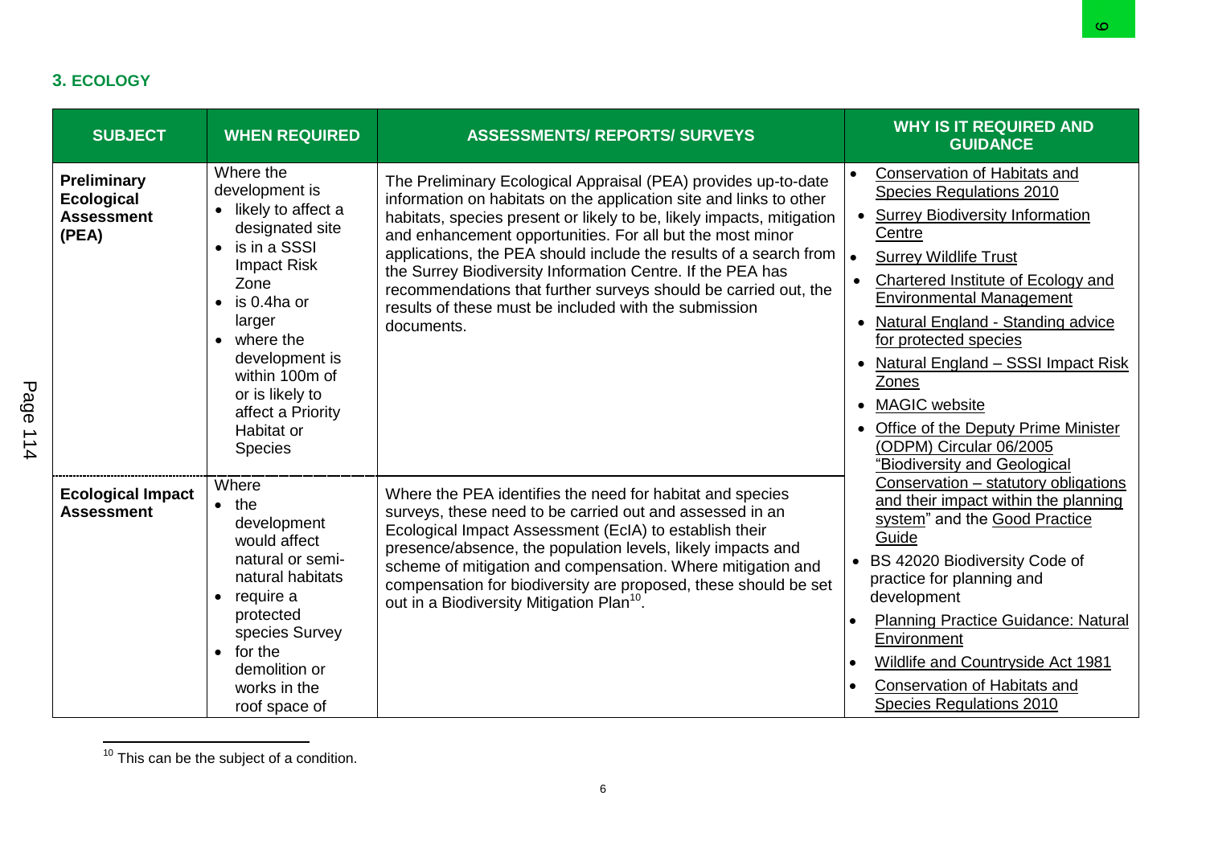## 3. ECOLOGY

| SUBJECT | WHEN REQUIRED | ASSESSMENTS/ REPORTS/ SURVEYS | WHY IS IT REQUIRED AND GUIDANCE |
|---|---|---|---|
| **Preliminary Ecological Assessment (PEA)** | Where the development is<br>• likely to affect a designated site<br>• is in a SSSI Impact Risk Zone<br>• is 0.4ha or larger<br>• where the development is within 100m of or is likely to affect a Priority Habitat or Species | The Preliminary Ecological Appraisal (PEA) provides up-to-date information on habitats on the application site and links to other habitats, species present or likely to be, likely impacts, mitigation and enhancement opportunities. For all but the most minor applications, the PEA should include the results of a search from the Surrey Biodiversity Information Centre. If the PEA has recommendations that further surveys should be carried out, the results of these must be included with the submission documents. | • Conservation of Habitats and Species Regulations 2010<br>• Surrey Biodiversity Information Centre<br>• Surrey Wildlife Trust<br>• Chartered Institute of Ecology and Environmental Management<br>• Natural England - Standing advice for protected species<br>• Natural England – SSSI Impact Risk Zones<br>• MAGIC website<br>• Office of the Deputy Prime Minister (ODPM) Circular 06/2005 "Biodiversity and Geological Conservation – statutory obligations and their impact within the planning system" and the Good Practice Guide<br>• BS 42020 Biodiversity Code of practice for planning and development<br>• Planning Practice Guidance: Natural Environment<br>• Wildlife and Countryside Act 1981<br>• Conservation of Habitats and Species Regulations 2010 |
| **Ecological Impact Assessment** | Where<br>• the development would affect natural or semi-natural habitats<br>• require a protected species Survey<br>• for the demolition or works in the roof space of | Where the PEA identifies the need for habitat and species surveys, these need to be carried out and assessed in an Ecological Impact Assessment (EcIA) to establish their presence/absence, the population levels, likely impacts and scheme of mitigation and compensation. Where mitigation and compensation for biodiversity are proposed, these should be set out in a Biodiversity Mitigation Plan[10]. | |

[10] This can be the subject of a condition.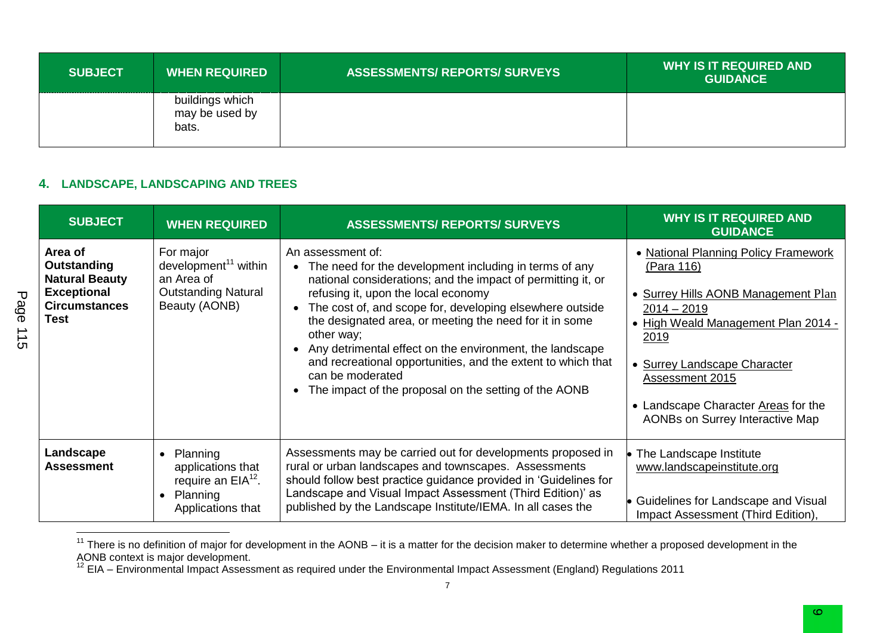| SUBJECT | WHEN REQUIRED | ASSESSMENTS/ REPORTS/ SURVEYS | WHY IS IT REQUIRED AND GUIDANCE |
|---|---|---|---|
| | buildings which may be used by bats. | | |

## 4. LANDSCAPE, LANDSCAPING AND TREES

| SUBJECT | WHEN REQUIRED | ASSESSMENTS/ REPORTS/ SURVEYS | WHY IS IT REQUIRED AND GUIDANCE |
|---|---|---|---|
| **Area of Outstanding Natural Beauty Exceptional Circumstances Test** | For major development[11] within an Area of Outstanding Natural Beauty (AONB) | An assessment of:<br>• The need for the development including in terms of any national considerations; and the impact of permitting it, or refusing it, upon the local economy<br>• The cost of, and scope for, developing elsewhere outside the designated area, or meeting the need for it in some other way;<br>• Any detrimental effect on the environment, the landscape and recreational opportunities, and the extent to which that can be moderated<br>• The impact of the proposal on the setting of the AONB | • National Planning Policy Framework (Para 116)<br>• Surrey Hills AONB Management Plan 2014 – 2019<br>• High Weald Management Plan 2014 - 2019<br>• Surrey Landscape Character Assessment 2015<br>• Landscape Character Areas for the AONBs on Surrey Interactive Map |
| **Landscape Assessment** | • Planning applications that require an EIA[12].<br>• Planning Applications that | Assessments may be carried out for developments proposed in rural or urban landscapes and townscapes. Assessments should follow best practice guidance provided in 'Guidelines for Landscape and Visual Impact Assessment (Third Edition)' as published by the Landscape Institute/IEMA. In all cases the | • The Landscape Institute www.landscapeinstitute.org<br>• Guidelines for Landscape and Visual Impact Assessment (Third Edition), |

[11] There is no definition of major for development in the AONB – it is a matter for the decision maker to determine whether a proposed development in the AONB context is major development.

[12] EIA – Environmental Impact Assessment as required under the Environmental Impact Assessment (England) Regulations 2011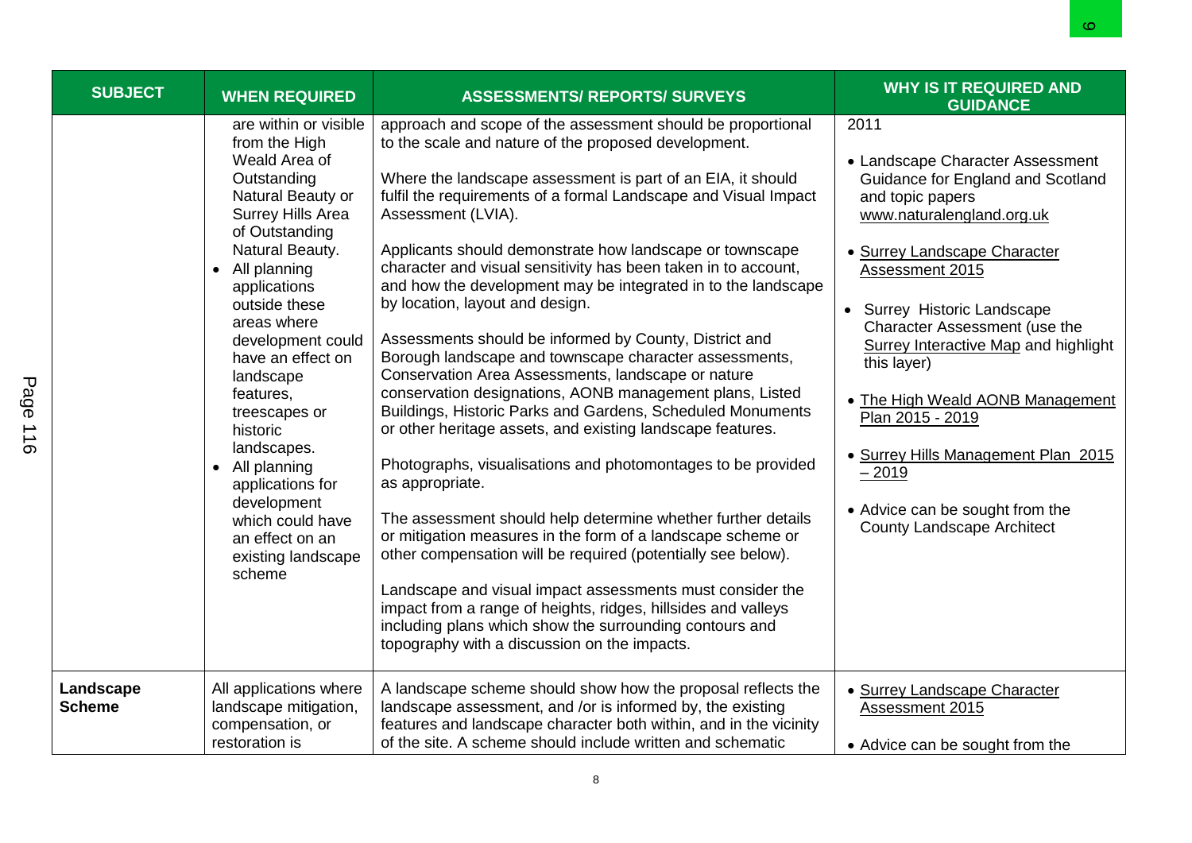| SUBJECT | WHEN REQUIRED | ASSESSMENTS/ REPORTS/ SURVEYS | WHY IS IT REQUIRED AND GUIDANCE |
|---|---|---|---|
| | are within or visible from the High Weald Area of Outstanding Natural Beauty or Surrey Hills Area of Outstanding Natural Beauty.<br>• All planning applications outside these areas where development could have an effect on landscape features, treescapes or historic landscapes.<br>• All planning applications for development which could have an effect on an existing landscape scheme | approach and scope of the assessment should be proportional to the scale and nature of the proposed development.<br><br>Where the landscape assessment is part of an EIA, it should fulfil the requirements of a formal Landscape and Visual Impact Assessment (LVIA).<br><br>Applicants should demonstrate how landscape or townscape character and visual sensitivity has been taken in to account, and how the development may be integrated in to the landscape by location, layout and design.<br><br>Assessments should be informed by County, District and Borough landscape and townscape character assessments, Conservation Area Assessments, landscape or nature conservation designations, AONB management plans, Listed Buildings, Historic Parks and Gardens, Scheduled Monuments or other heritage assets, and existing landscape features.<br><br>Photographs, visualisations and photomontages to be provided as appropriate.<br><br>The assessment should help determine whether further details or mitigation measures in the form of a landscape scheme or other compensation will be required (potentially see below).<br><br>Landscape and visual impact assessments must consider the impact from a range of heights, ridges, hillsides and valleys including plans which show the surrounding contours and topography with a discussion on the impacts. | 2011<br><br>• Landscape Character Assessment Guidance for England and Scotland and topic papers www.naturalengland.org.uk<br><br>• Surrey Landscape Character Assessment 2015<br><br>• Surrey Historic Landscape Character Assessment (use the Surrey Interactive Map and highlight this layer)<br><br>• The High Weald AONB Management Plan 2015 - 2019<br><br>• Surrey Hills Management Plan 2015 – 2019<br><br>• Advice can be sought from the County Landscape Architect |
| **Landscape Scheme** | All applications where landscape mitigation, compensation, or restoration is | A landscape scheme should show how the proposal reflects the landscape assessment, and /or is informed by, the existing features and landscape character both within, and in the vicinity of the site. A scheme should include written and schematic | • Surrey Landscape Character Assessment 2015<br><br>• Advice can be sought from the |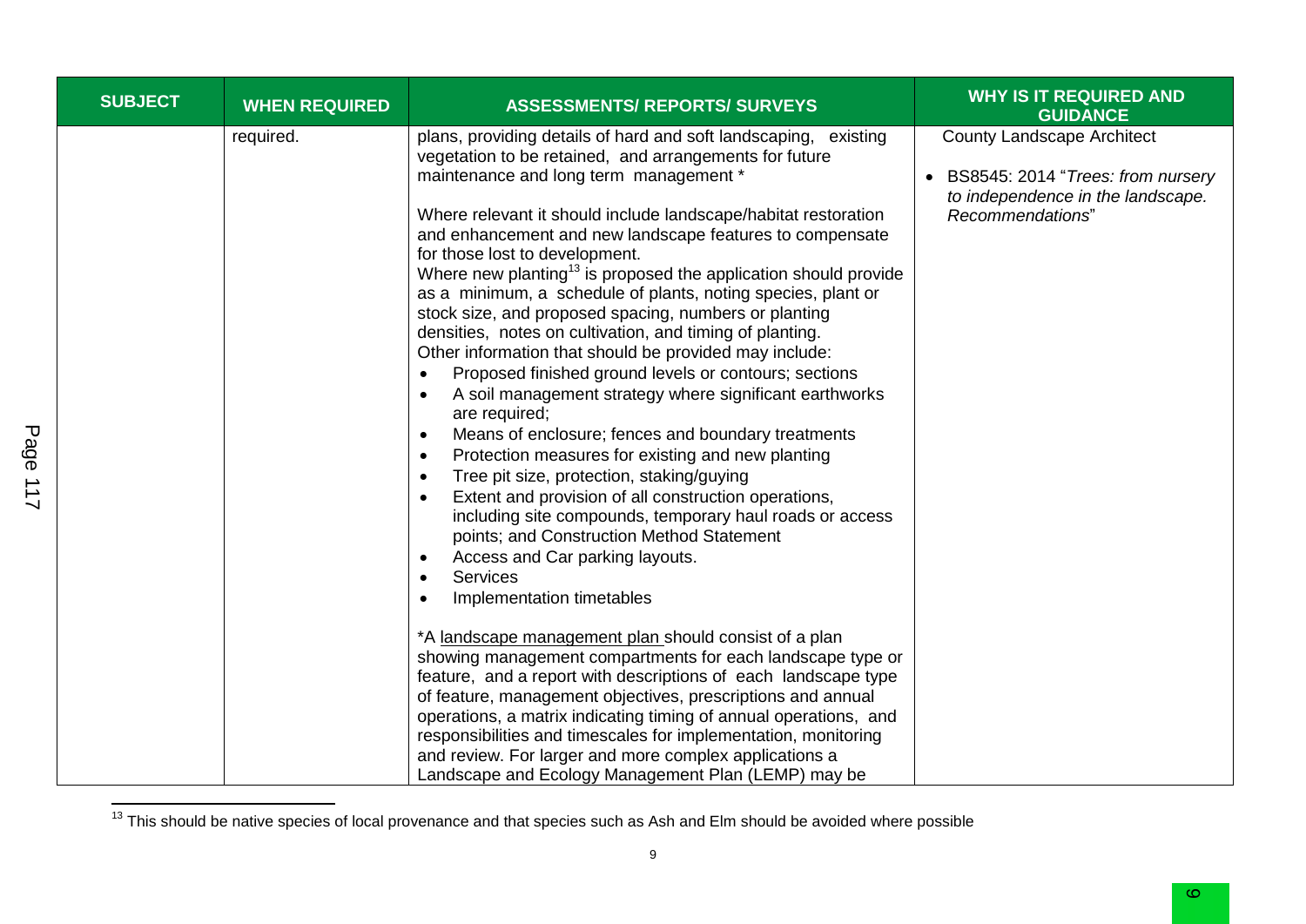| SUBJECT | WHEN REQUIRED | ASSESSMENTS/ REPORTS/ SURVEYS | WHY IS IT REQUIRED AND GUIDANCE |
|---|---|---|---|
| | required. | plans, providing details of hard and soft landscaping, existing vegetation to be retained, and arrangements for future maintenance and long term management *<br><br>Where relevant it should include landscape/habitat restoration and enhancement and new landscape features to compensate for those lost to development.<br>Where new planting[13] is proposed the application should provide as a minimum, a schedule of plants, noting species, plant or stock size, and proposed spacing, numbers or planting densities, notes on cultivation, and timing of planting.<br>Other information that should be provided may include:<br>• Proposed finished ground levels or contours; sections<br>• A soil management strategy where significant earthworks are required;<br>• Means of enclosure; fences and boundary treatments<br>• Protection measures for existing and new planting<br>• Tree pit size, protection, staking/guying<br>• Extent and provision of all construction operations, including site compounds, temporary haul roads or access points; and Construction Method Statement<br>• Access and Car parking layouts.<br>• Services<br>• Implementation timetables<br><br>*A landscape management plan should consist of a plan showing management compartments for each landscape type or feature, and a report with descriptions of each landscape type of feature, management objectives, prescriptions and annual operations, a matrix indicating timing of annual operations, and responsibilities and timescales for implementation, monitoring and review. For larger and more complex applications a Landscape and Ecology Management Plan (LEMP) may be | County Landscape Architect<br><br>• BS8545: 2014 "*Trees: from nursery to independence in the landscape. Recommendations*" |

[13] This should be native species of local provenance and that species such as Ash and Elm should be avoided where possible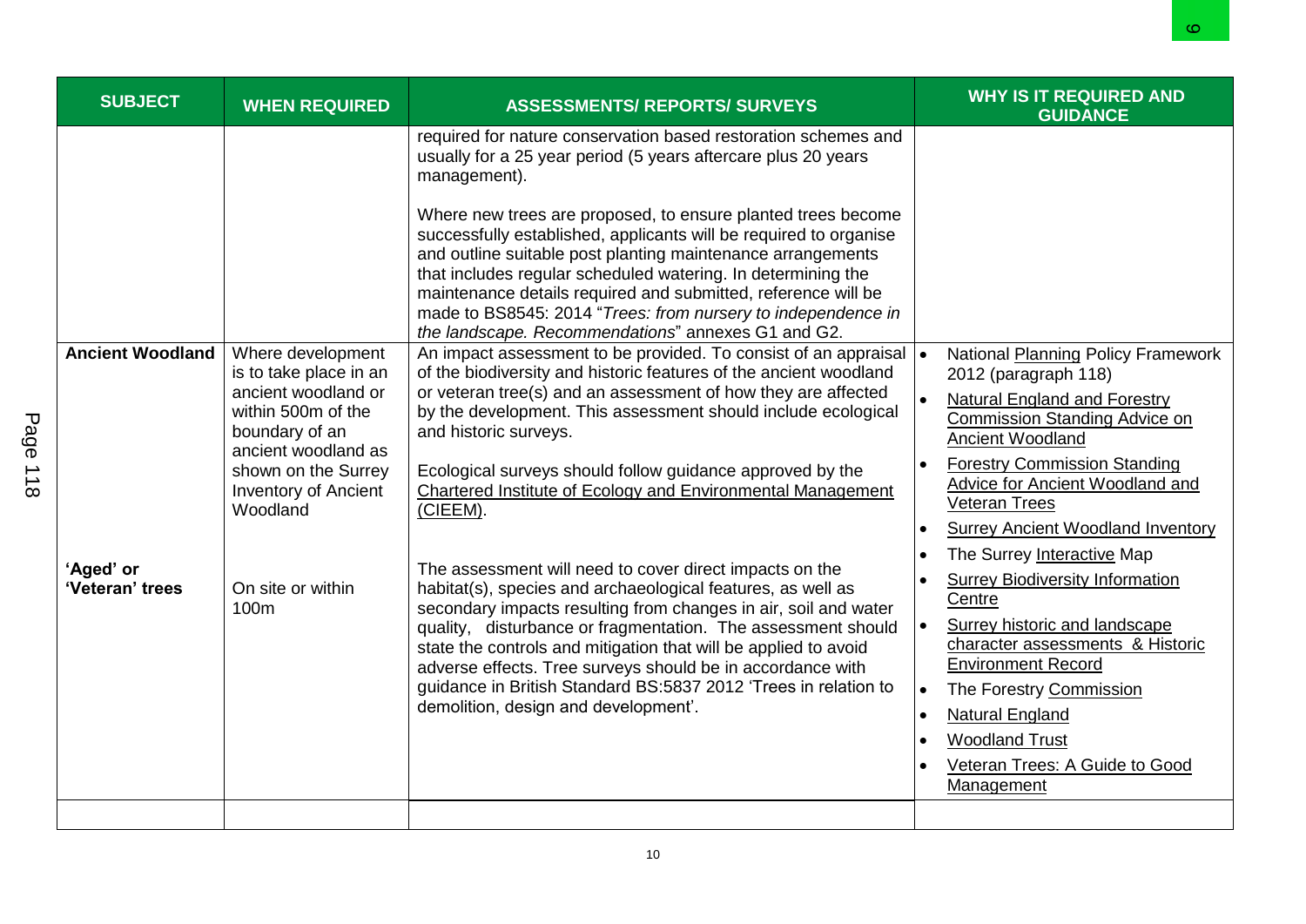| SUBJECT | WHEN REQUIRED | ASSESSMENTS/ REPORTS/ SURVEYS | WHY IS IT REQUIRED AND GUIDANCE |
|---|---|---|---|
| | | required for nature conservation based restoration schemes and usually for a 25 year period (5 years aftercare plus 20 years management).<br><br>Where new trees are proposed, to ensure planted trees become successfully established, applicants will be required to organise and outline suitable post planting maintenance arrangements that includes regular scheduled watering. In determining the maintenance details required and submitted, reference will be made to BS8545: 2014 "*Trees: from nursery to independence in the landscape. Recommendations*" annexes G1 and G2. | |
| **Ancient Woodland**<br><br>**'Aged' or 'Veteran' trees** | Where development is to take place in an ancient woodland or within 500m of the boundary of an ancient woodland as shown on the Surrey Inventory of Ancient Woodland<br><br>On site or within 100m | An impact assessment to be provided. To consist of an appraisal of the biodiversity and historic features of the ancient woodland or veteran tree(s) and an assessment of how they are affected by the development. This assessment should include ecological and historic surveys.<br><br>Ecological surveys should follow guidance approved by the Chartered Institute of Ecology and Environmental Management (CIEEM).<br><br>The assessment will need to cover direct impacts on the habitat(s), species and archaeological features, as well as secondary impacts resulting from changes in air, soil and water quality, disturbance or fragmentation. The assessment should state the controls and mitigation that will be applied to avoid adverse effects. Tree surveys should be in accordance with guidance in British Standard BS:5837 2012 'Trees in relation to demolition, design and development'. | • National Planning Policy Framework 2012 (paragraph 118)<br>• Natural England and Forestry Commission Standing Advice on Ancient Woodland<br>• Forestry Commission Standing Advice for Ancient Woodland and Veteran Trees<br>• Surrey Ancient Woodland Inventory<br>• The Surrey Interactive Map<br>• Surrey Biodiversity Information Centre<br>• Surrey historic and landscape character assessments & Historic Environment Record<br>• The Forestry Commission<br>• Natural England<br>• Woodland Trust<br>• Veteran Trees: A Guide to Good Management |
| | | | |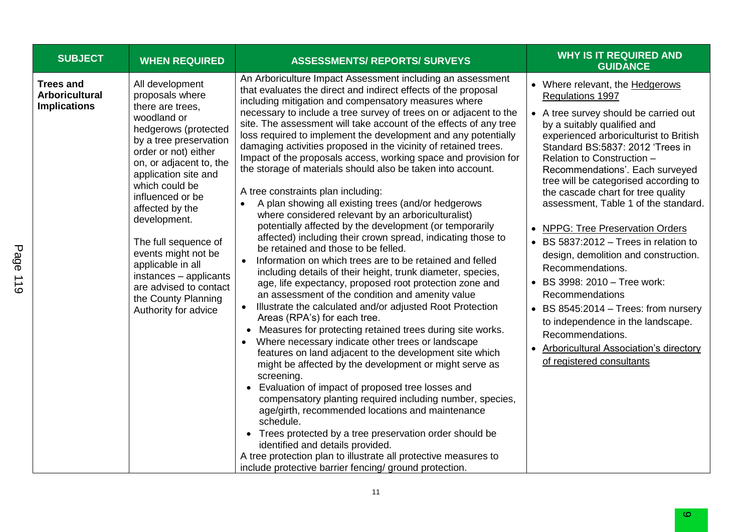| SUBJECT | WHEN REQUIRED | ASSESSMENTS/ REPORTS/ SURVEYS | WHY IS IT REQUIRED AND GUIDANCE |
|---|---|---|---|
| **Trees and Arboricultural Implications** | All development proposals where there are trees, woodland or hedgerows (protected by a tree preservation order or not) either on, or adjacent to, the application site and which could be influenced or be affected by the development.<br><br>The full sequence of events might not be applicable in all instances – applicants are advised to contact the County Planning Authority for advice | An Arboriculture Impact Assessment including an assessment that evaluates the direct and indirect effects of the proposal including mitigation and compensatory measures where necessary to include a tree survey of trees on or adjacent to the site. The assessment will take account of the effects of any tree loss required to implement the development and any potentially damaging activities proposed in the vicinity of retained trees. Impact of the proposals access, working space and provision for the storage of materials should also be taken into account.<br><br>A tree constraints plan including:<br>• A plan showing all existing trees (and/or hedgerows where considered relevant by an arboriculturalist) potentially affected by the development (or temporarily affected) including their crown spread, indicating those to be retained and those to be felled.<br>• Information on which trees are to be retained and felled including details of their height, trunk diameter, species, age, life expectancy, proposed root protection zone and an assessment of the condition and amenity value<br>• Illustrate the calculated and/or adjusted Root Protection Areas (RPA's) for each tree.<br>• Measures for protecting retained trees during site works.<br>• Where necessary indicate other trees or landscape features on land adjacent to the development site which might be affected by the development or might serve as screening.<br>• Evaluation of impact of proposed tree losses and compensatory planting required including number, species, age/girth, recommended locations and maintenance schedule.<br>• Trees protected by a tree preservation order should be identified and details provided.<br>A tree protection plan to illustrate all protective measures to include protective barrier fencing/ ground protection. | • Where relevant, the Hedgerows Regulations 1997<br>• A tree survey should be carried out by a suitably qualified and experienced arboriculturist to British Standard BS:5837: 2012 'Trees in Relation to Construction – Recommendations'. Each surveyed tree will be categorised according to the cascade chart for tree quality assessment, Table 1 of the standard.<br>• NPPG: Tree Preservation Orders<br>• BS 5837:2012 – Trees in relation to design, demolition and construction. Recommendations.<br>• BS 3998: 2010 – Tree work: Recommendations<br>• BS 8545:2014 – Trees: from nursery to independence in the landscape. Recommendations.<br>• Arboricultural Association's directory of registered consultants |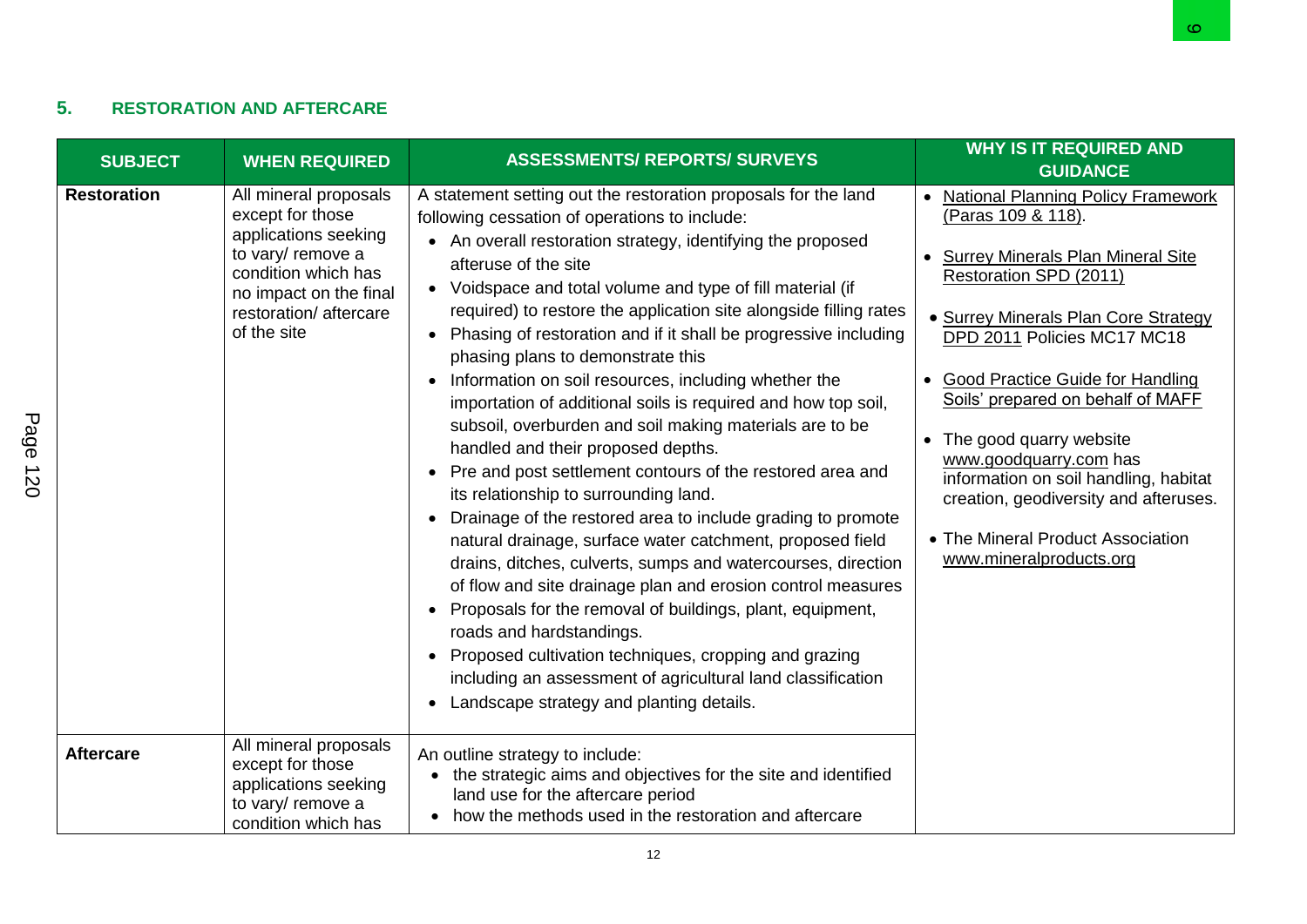## 5. RESTORATION AND AFTERCARE

| SUBJECT | WHEN REQUIRED | ASSESSMENTS/ REPORTS/ SURVEYS | WHY IS IT REQUIRED AND GUIDANCE |
|---|---|---|---|
| **Restoration** | All mineral proposals except for those applications seeking to vary/ remove a condition which has no impact on the final restoration/ aftercare of the site | A statement setting out the restoration proposals for the land following cessation of operations to include:<br>• An overall restoration strategy, identifying the proposed afteruse of the site<br>• Voidspace and total volume and type of fill material (if required) to restore the application site alongside filling rates<br>• Phasing of restoration and if it shall be progressive including phasing plans to demonstrate this<br>• Information on soil resources, including whether the importation of additional soils is required and how top soil, subsoil, overburden and soil making materials are to be handled and their proposed depths.<br>• Pre and post settlement contours of the restored area and its relationship to surrounding land.<br>• Drainage of the restored area to include grading to promote natural drainage, surface water catchment, proposed field drains, ditches, culverts, sumps and watercourses, direction of flow and site drainage plan and erosion control measures<br>• Proposals for the removal of buildings, plant, equipment, roads and hardstandings.<br>• Proposed cultivation techniques, cropping and grazing including an assessment of agricultural land classification<br>• Landscape strategy and planting details. | • National Planning Policy Framework (Paras 109 & 118).<br>• Surrey Minerals Plan Mineral Site Restoration SPD (2011)<br>• Surrey Minerals Plan Core Strategy DPD 2011 Policies MC17 MC18<br>• Good Practice Guide for Handling Soils' prepared on behalf of MAFF<br>• The good quarry website www.goodquarry.com has information on soil handling, habitat creation, geodiversity and afteruses.<br>• The Mineral Product Association www.mineralproducts.org |
| **Aftercare** | All mineral proposals except for those applications seeking to vary/ remove a condition which has | An outline strategy to include:<br>• the strategic aims and objectives for the site and identified land use for the aftercare period<br>• how the methods used in the restoration and aftercare | |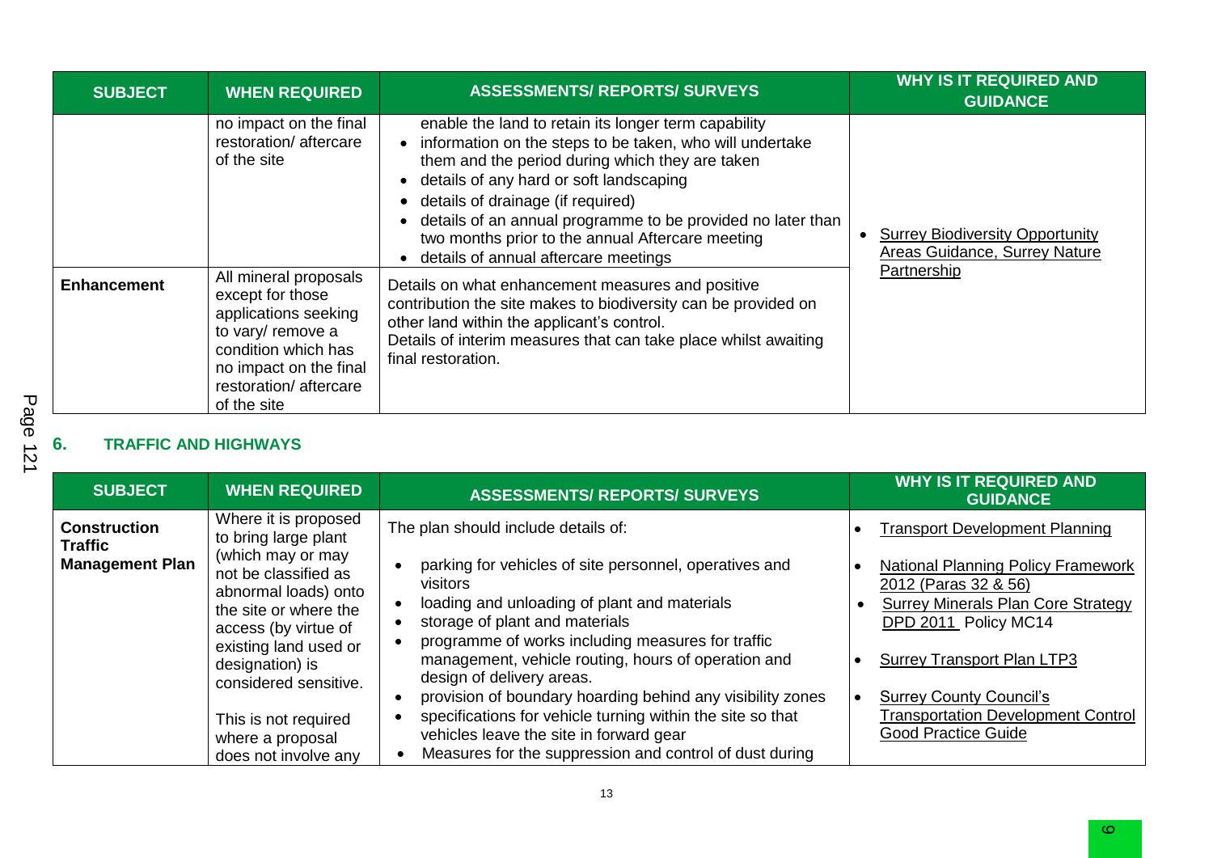| SUBJECT | WHEN REQUIRED | ASSESSMENTS/ REPORTS/ SURVEYS | WHY IS IT REQUIRED AND GUIDANCE |
|---|---|---|---|
| | no impact on the final restoration/ aftercare of the site | enable the land to retain its longer term capability<br>• information on the steps to be taken, who will undertake them and the period during which they are taken<br>• details of any hard or soft landscaping<br>• details of drainage (if required)<br>• details of an annual programme to be provided no later than two months prior to the annual Aftercare meeting<br>• details of annual aftercare meetings | • Surrey Biodiversity Opportunity Areas Guidance, Surrey Nature Partnership |
| **Enhancement** | All mineral proposals except for those applications seeking to vary/ remove a condition which has no impact on the final restoration/ aftercare of the site | Details on what enhancement measures and positive contribution the site makes to biodiversity can be provided on other land within the applicant's control.<br>Details of interim measures that can take place whilst awaiting final restoration. | |

## 6. TRAFFIC AND HIGHWAYS

| SUBJECT | WHEN REQUIRED | ASSESSMENTS/ REPORTS/ SURVEYS | WHY IS IT REQUIRED AND GUIDANCE |
|---|---|---|---|
| **Construction Traffic Management Plan** | Where it is proposed to bring large plant (which may or may not be classified as abnormal loads) onto the site or where the access (by virtue of existing land used or designation) is considered sensitive.<br><br>This is not required where a proposal does not involve any | The plan should include details of:<br>• parking for vehicles of site personnel, operatives and visitors<br>• loading and unloading of plant and materials<br>• storage of plant and materials<br>• programme of works including measures for traffic management, vehicle routing, hours of operation and design of delivery areas.<br>• provision of boundary hoarding behind any visibility zones<br>• specifications for vehicle turning within the site so that vehicles leave the site in forward gear<br>• Measures for the suppression and control of dust during | • Transport Development Planning<br>• National Planning Policy Framework 2012 (Paras 32 & 56)<br>• Surrey Minerals Plan Core Strategy DPD 2011 Policy MC14<br>• Surrey Transport Plan LTP3<br>• Surrey County Council's Transportation Development Control Good Practice Guide |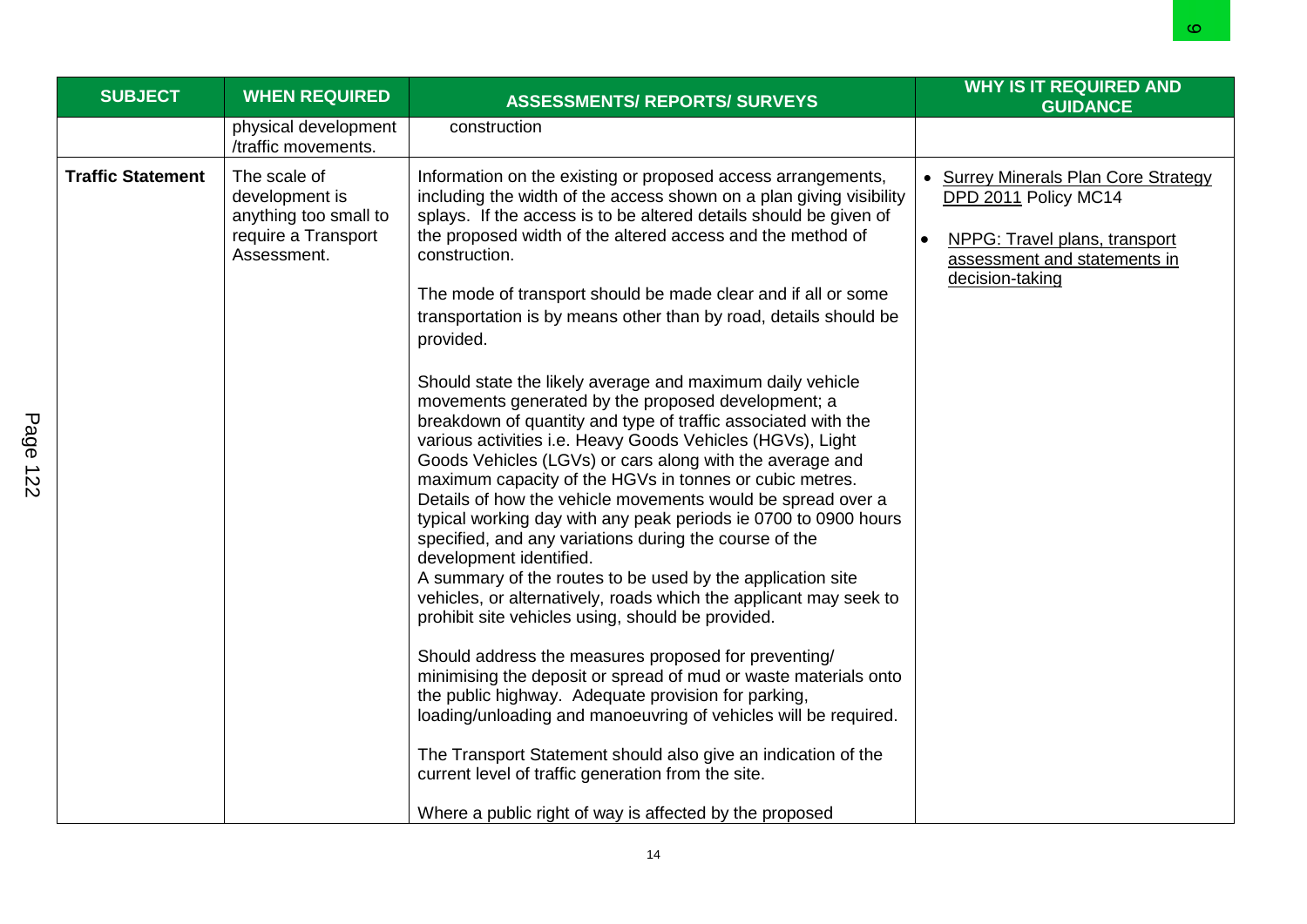| SUBJECT | WHEN REQUIRED | ASSESSMENTS/ REPORTS/ SURVEYS | WHY IS IT REQUIRED AND GUIDANCE |
|---|---|---|---|
| | physical development /traffic movements. | construction | |
| **Traffic Statement** | The scale of development is anything too small to require a Transport Assessment. | Information on the existing or proposed access arrangements, including the width of the access shown on a plan giving visibility splays. If the access is to be altered details should be given of the proposed width of the altered access and the method of construction.<br><br>The mode of transport should be made clear and if all or some transportation is by means other than by road, details should be provided.<br><br>Should state the likely average and maximum daily vehicle movements generated by the proposed development; a breakdown of quantity and type of traffic associated with the various activities i.e. Heavy Goods Vehicles (HGVs), Light Goods Vehicles (LGVs) or cars along with the average and maximum capacity of the HGVs in tonnes or cubic metres. Details of how the vehicle movements would be spread over a typical working day with any peak periods ie 0700 to 0900 hours specified, and any variations during the course of the development identified.<br>A summary of the routes to be used by the application site vehicles, or alternatively, roads which the applicant may seek to prohibit site vehicles using, should be provided.<br><br>Should address the measures proposed for preventing/ minimising the deposit or spread of mud or waste materials onto the public highway. Adequate provision for parking, loading/unloading and manoeuvring of vehicles will be required.<br><br>The Transport Statement should also give an indication of the current level of traffic generation from the site.<br><br>Where a public right of way is affected by the proposed | • Surrey Minerals Plan Core Strategy DPD 2011 Policy MC14<br>• NPPG: Travel plans, transport assessment and statements in decision-taking |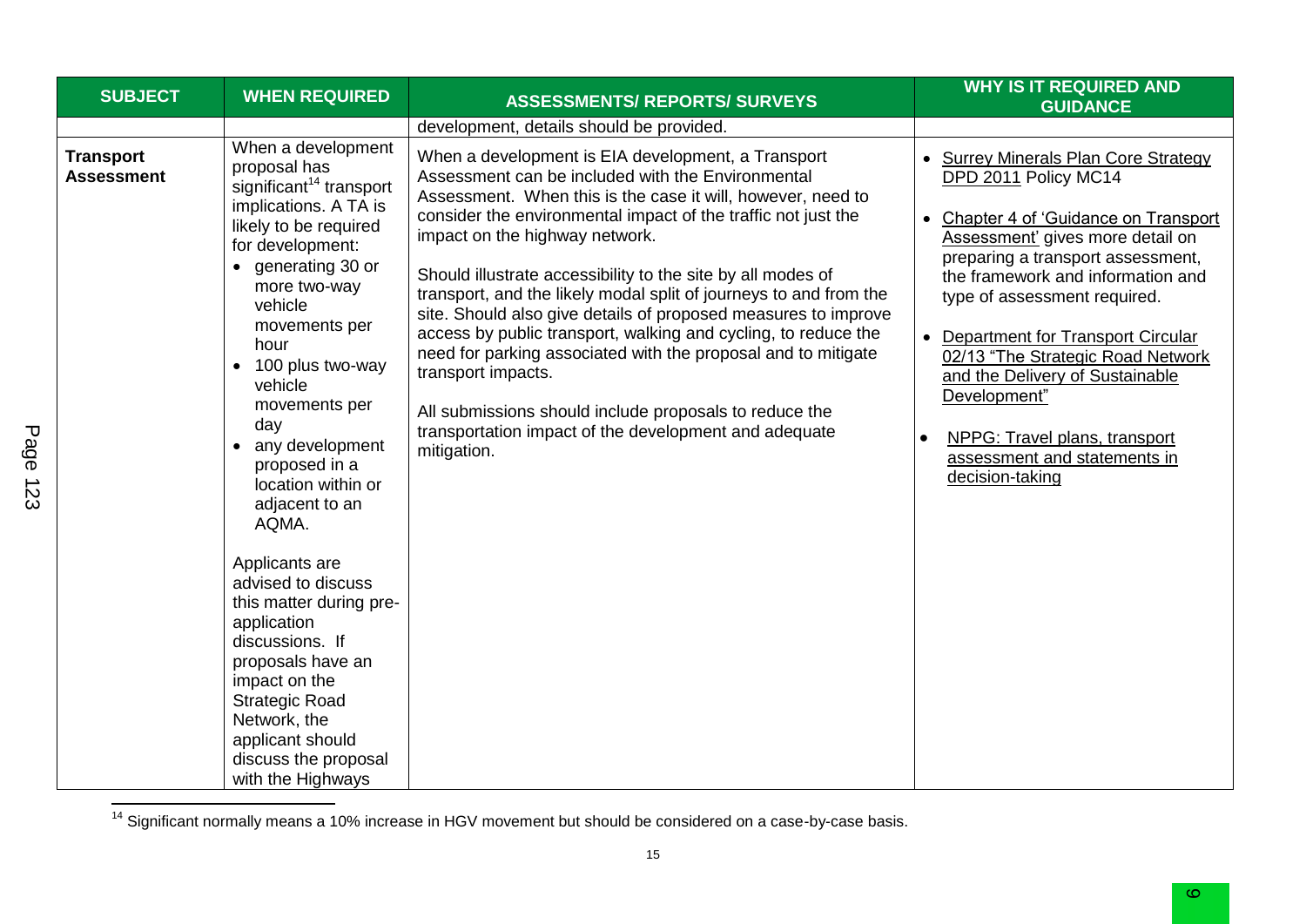| SUBJECT | WHEN REQUIRED | ASSESSMENTS/ REPORTS/ SURVEYS | WHY IS IT REQUIRED AND GUIDANCE |
|---|---|---|---|
| | | development, details should be provided. | |
| **Transport Assessment** | When a development proposal has significant[14] transport implications. A TA is likely to be required for development:<br>• generating 30 or more two-way vehicle movements per hour<br>• 100 plus two-way vehicle movements per day<br>• any development proposed in a location within or adjacent to an AQMA.<br><br>Applicants are advised to discuss this matter during pre-application discussions. If proposals have an impact on the Strategic Road Network, the applicant should discuss the proposal with the Highways | When a development is EIA development, a Transport Assessment can be included with the Environmental Assessment. When this is the case it will, however, need to consider the environmental impact of the traffic not just the impact on the highway network.<br><br>Should illustrate accessibility to the site by all modes of transport, and the likely modal split of journeys to and from the site. Should also give details of proposed measures to improve access by public transport, walking and cycling, to reduce the need for parking associated with the proposal and to mitigate transport impacts.<br><br>All submissions should include proposals to reduce the transportation impact of the development and adequate mitigation. | • Surrey Minerals Plan Core Strategy DPD 2011 Policy MC14<br><br>• Chapter 4 of 'Guidance on Transport Assessment' gives more detail on preparing a transport assessment, the framework and information and type of assessment required.<br><br>• Department for Transport Circular 02/13 "The Strategic Road Network and the Delivery of Sustainable Development"<br><br>• NPPG: Travel plans, transport assessment and statements in decision-taking |

[14] Significant normally means a 10% increase in HGV movement but should be considered on a case-by-case basis.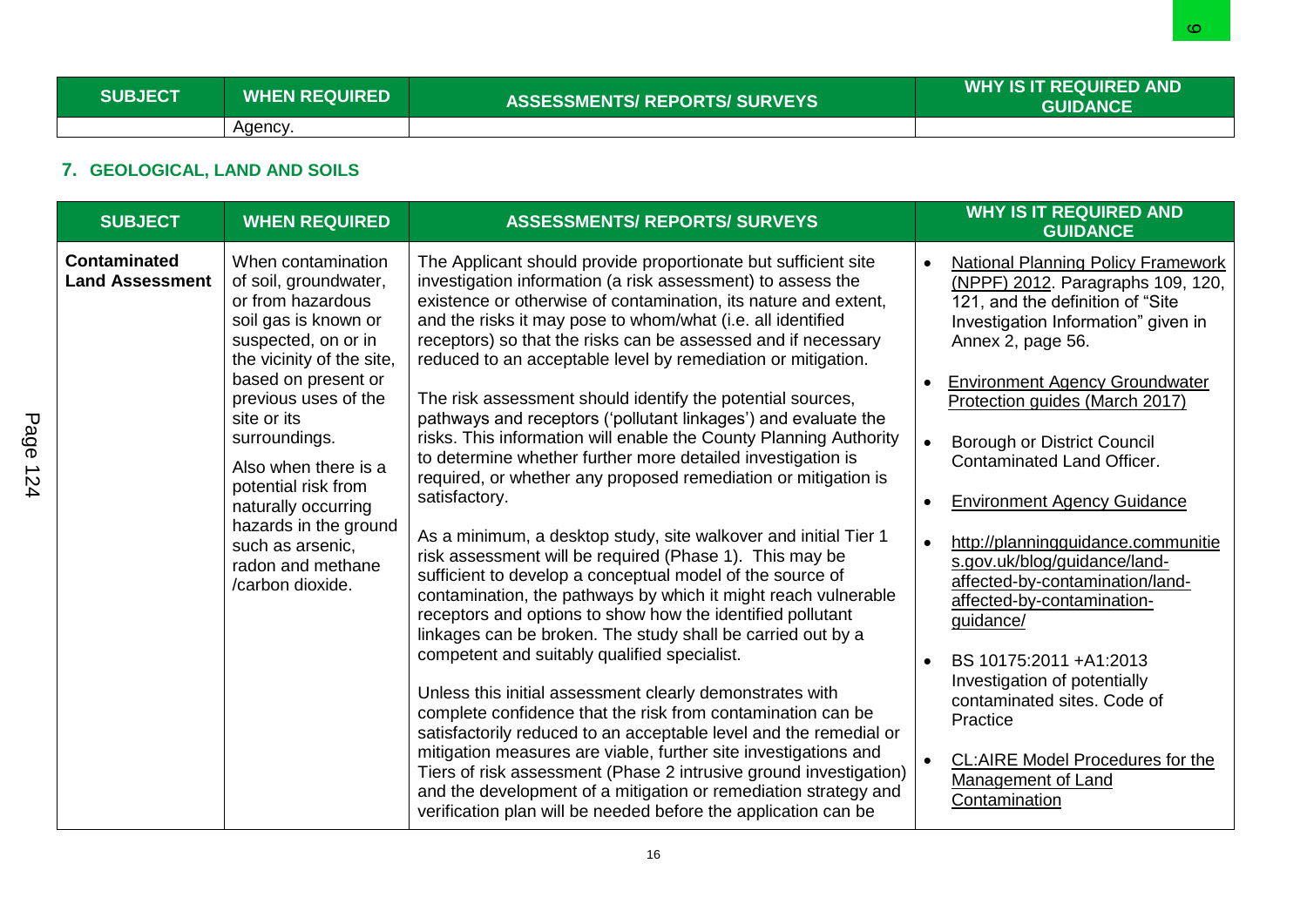| SUBJECT | WHEN REQUIRED | ASSESSMENTS/ REPORTS/ SURVEYS | WHY IS IT REQUIRED AND GUIDANCE |
|---|---|---|---|
| | Agency. | | |

## 7. GEOLOGICAL, LAND AND SOILS

| SUBJECT | WHEN REQUIRED | ASSESSMENTS/ REPORTS/ SURVEYS | WHY IS IT REQUIRED AND GUIDANCE |
|---|---|---|---|
| **Contaminated Land Assessment** | When contamination of soil, groundwater, or from hazardous soil gas is known or suspected, on or in the vicinity of the site, based on present or previous uses of the site or its surroundings.<br><br>Also when there is a potential risk from naturally occurring hazards in the ground such as arsenic, radon and methane /carbon dioxide. | The Applicant should provide proportionate but sufficient site investigation information (a risk assessment) to assess the existence or otherwise of contamination, its nature and extent, and the risks it may pose to whom/what (i.e. all identified receptors) so that the risks can be assessed and if necessary reduced to an acceptable level by remediation or mitigation.<br><br>The risk assessment should identify the potential sources, pathways and receptors ('pollutant linkages') and evaluate the risks. This information will enable the County Planning Authority to determine whether further more detailed investigation is required, or whether any proposed remediation or mitigation is satisfactory.<br><br>As a minimum, a desktop study, site walkover and initial Tier 1 risk assessment will be required (Phase 1). This may be sufficient to develop a conceptual model of the source of contamination, the pathways by which it might reach vulnerable receptors and options to show how the identified pollutant linkages can be broken. The study shall be carried out by a competent and suitably qualified specialist.<br><br>Unless this initial assessment clearly demonstrates with complete confidence that the risk from contamination can be satisfactorily reduced to an acceptable level and the remedial or mitigation measures are viable, further site investigations and Tiers of risk assessment (Phase 2 intrusive ground investigation) and the development of a mitigation or remediation strategy and verification plan will be needed before the application can be | • National Planning Policy Framework (NPPF) 2012. Paragraphs 109, 120, 121, and the definition of "Site Investigation Information" given in Annex 2, page 56.<br><br>• Environment Agency Groundwater Protection guides (March 2017)<br><br>• Borough or District Council Contaminated Land Officer.<br><br>• Environment Agency Guidance<br><br>• http://planningguidance.communities.gov.uk/blog/guidance/land-affected-by-contamination/land-affected-by-contamination-guidance/<br><br>• BS 10175:2011 +A1:2013 Investigation of potentially contaminated sites. Code of Practice<br><br>• CL:AIRE Model Procedures for the Management of Land Contamination |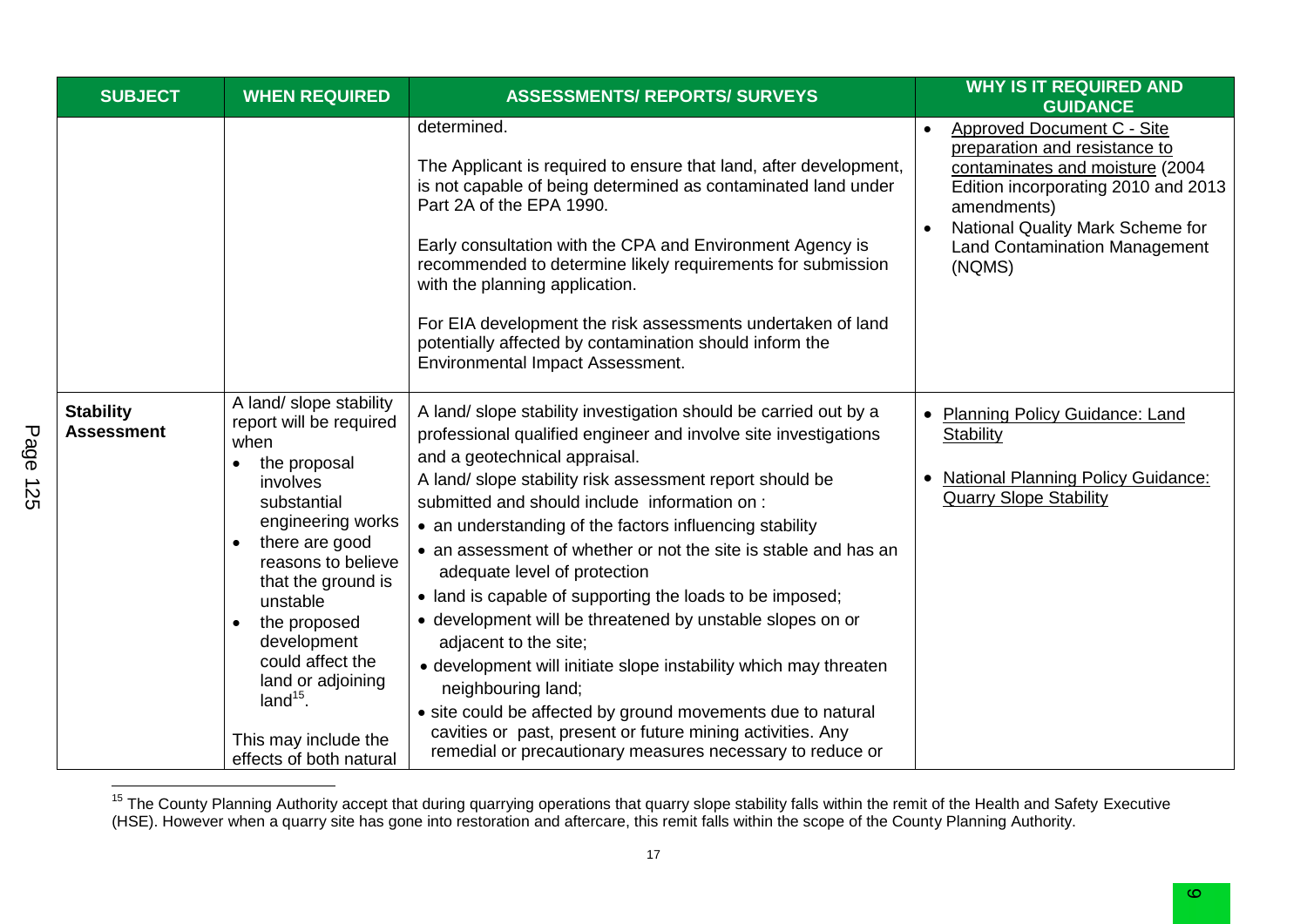| SUBJECT | WHEN REQUIRED | ASSESSMENTS/ REPORTS/ SURVEYS | WHY IS IT REQUIRED AND GUIDANCE |
|---|---|---|---|
| | | determined.<br><br>The Applicant is required to ensure that land, after development, is not capable of being determined as contaminated land under Part 2A of the EPA 1990.<br><br>Early consultation with the CPA and Environment Agency is recommended to determine likely requirements for submission with the planning application.<br><br>For EIA development the risk assessments undertaken of land potentially affected by contamination should inform the Environmental Impact Assessment. | • Approved Document C - Site preparation and resistance to contaminates and moisture (2004 Edition incorporating 2010 and 2013 amendments)<br>• National Quality Mark Scheme for Land Contamination Management (NQMS) |
| **Stability Assessment** | A land/ slope stability report will be required when<br>• the proposal involves substantial engineering works<br>• there are good reasons to believe that the ground is unstable<br>• the proposed development could affect the land or adjoining land[15].<br><br>This may include the effects of both natural | A land/ slope stability investigation should be carried out by a professional qualified engineer and involve site investigations and a geotechnical appraisal.<br>A land/ slope stability risk assessment report should be submitted and should include information on :<br>• an understanding of the factors influencing stability<br>• an assessment of whether or not the site is stable and has an adequate level of protection<br>• land is capable of supporting the loads to be imposed;<br>• development will be threatened by unstable slopes on or adjacent to the site;<br>• development will initiate slope instability which may threaten neighbouring land;<br>• site could be affected by ground movements due to natural cavities or past, present or future mining activities. Any remedial or precautionary measures necessary to reduce or | • Planning Policy Guidance: Land Stability<br>• National Planning Policy Guidance: Quarry Slope Stability |

[15] The County Planning Authority accept that during quarrying operations that quarry slope stability falls within the remit of the Health and Safety Executive (HSE). However when a quarry site has gone into restoration and aftercare, this remit falls within the scope of the County Planning Authority.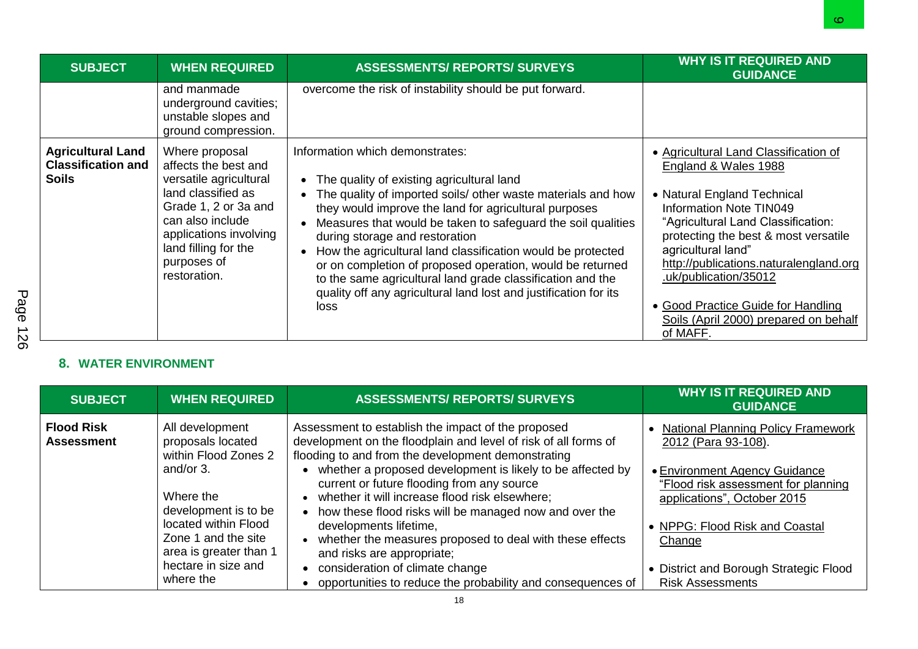| SUBJECT | WHEN REQUIRED | ASSESSMENTS/ REPORTS/ SURVEYS | WHY IS IT REQUIRED AND GUIDANCE |
|---|---|---|---|
| | and manmade underground cavities; unstable slopes and ground compression. | overcome the risk of instability should be put forward. | |
| **Agricultural Land Classification and Soils** | Where proposal affects the best and versatile agricultural land classified as Grade 1, 2 or 3a and can also include applications involving land filling for the purposes of restoration. | Information which demonstrates:<br>• The quality of existing agricultural land<br>• The quality of imported soils/ other waste materials and how they would improve the land for agricultural purposes<br>• Measures that would be taken to safeguard the soil qualities during storage and restoration<br>• How the agricultural land classification would be protected or on completion of proposed operation, would be returned to the same agricultural land grade classification and the quality off any agricultural land lost and justification for its loss | • Agricultural Land Classification of England & Wales 1988<br>• Natural England Technical Information Note TIN049 "Agricultural Land Classification: protecting the best & most versatile agricultural land" http://publications.naturalengland.org.uk/publication/35012<br>• Good Practice Guide for Handling Soils (April 2000) prepared on behalf of MAFF. |

## 8. WATER ENVIRONMENT

| SUBJECT | WHEN REQUIRED | ASSESSMENTS/ REPORTS/ SURVEYS | WHY IS IT REQUIRED AND GUIDANCE |
|---|---|---|---|
| **Flood Risk Assessment** | All development proposals located within Flood Zones 2 and/or 3.<br><br>Where the development is to be located within Flood Zone 1 and the site area is greater than 1 hectare in size and where the | Assessment to establish the impact of the proposed development on the floodplain and level of risk of all forms of flooding to and from the development demonstrating<br>• whether a proposed development is likely to be affected by current or future flooding from any source<br>• whether it will increase flood risk elsewhere;<br>• how these flood risks will be managed now and over the developments lifetime,<br>• whether the measures proposed to deal with these effects and risks are appropriate;<br>• consideration of climate change<br>• opportunities to reduce the probability and consequences of | • National Planning Policy Framework 2012 (Para 93-108).<br>• Environment Agency Guidance "Flood risk assessment for planning applications", October 2015<br>• NPPG: Flood Risk and Coastal Change<br>• District and Borough Strategic Flood Risk Assessments |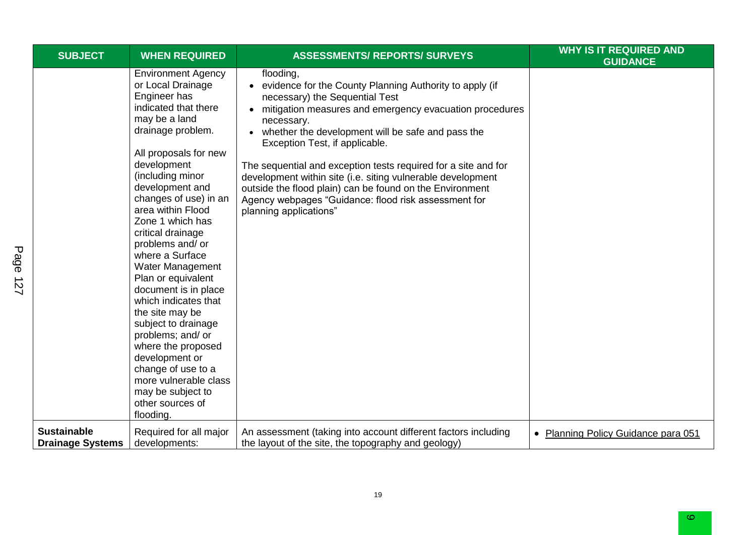| SUBJECT | WHEN REQUIRED | ASSESSMENTS/ REPORTS/ SURVEYS | WHY IS IT REQUIRED AND GUIDANCE |
|---|---|---|---|
| | Environment Agency or Local Drainage Engineer has indicated that there may be a land drainage problem.<br><br>All proposals for new development (including minor development and changes of use) in an area within Flood Zone 1 which has critical drainage problems and/ or where a Surface Water Management Plan or equivalent document is in place which indicates that the site may be subject to drainage problems; and/ or where the proposed development or change of use to a more vulnerable class may be subject to other sources of flooding. | flooding,<br>• evidence for the County Planning Authority to apply (if necessary) the Sequential Test<br>• mitigation measures and emergency evacuation procedures necessary.<br>• whether the development will be safe and pass the Exception Test, if applicable.<br><br>The sequential and exception tests required for a site and for development within site (i.e. siting vulnerable development outside the flood plain) can be found on the Environment Agency webpages "Guidance: flood risk assessment for planning applications" | |
| **Sustainable Drainage Systems** | Required for all major developments: | An assessment (taking into account different factors including the layout of the site, the topography and geology) | • Planning Policy Guidance para 051 |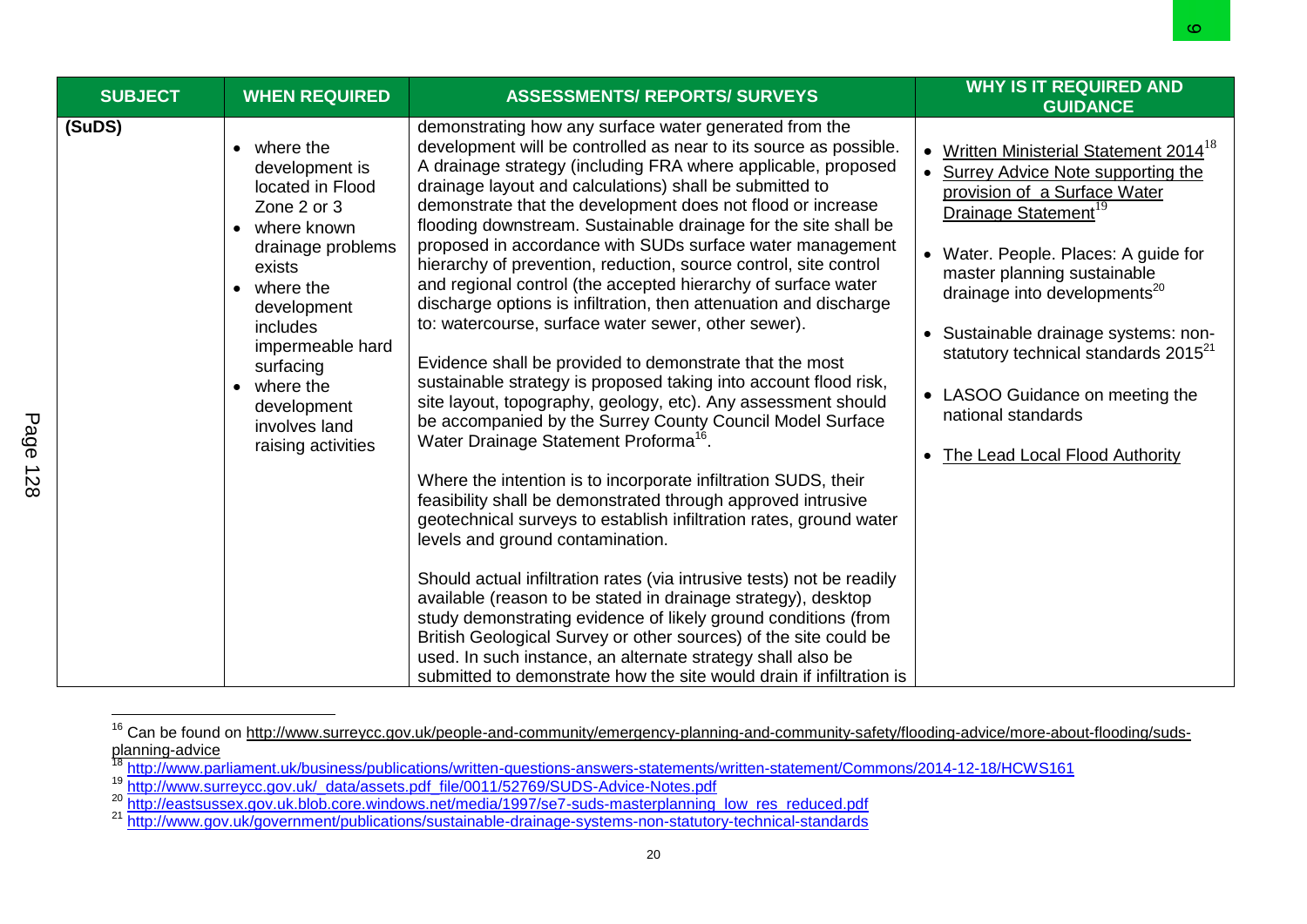| SUBJECT | WHEN REQUIRED | ASSESSMENTS/ REPORTS/ SURVEYS | WHY IS IT REQUIRED AND GUIDANCE |
|---|---|---|---|
| **(SuDS)** | • where the development is located in Flood Zone 2 or 3<br>• where known drainage problems exists<br>• where the development includes impermeable hard surfacing<br>• where the development involves land raising activities | demonstrating how any surface water generated from the development will be controlled as near to its source as possible. A drainage strategy (including FRA where applicable, proposed drainage layout and calculations) shall be submitted to demonstrate that the development does not flood or increase flooding downstream. Sustainable drainage for the site shall be proposed in accordance with SUDs surface water management hierarchy of prevention, reduction, source control, site control and regional control (the accepted hierarchy of surface water discharge options is infiltration, then attenuation and discharge to: watercourse, surface water sewer, other sewer).<br><br>Evidence shall be provided to demonstrate that the most sustainable strategy is proposed taking into account flood risk, site layout, topography, geology, etc). Any assessment should be accompanied by the Surrey County Council Model Surface Water Drainage Statement Proforma[16].<br><br>Where the intention is to incorporate infiltration SUDS, their feasibility shall be demonstrated through approved intrusive geotechnical surveys to establish infiltration rates, ground water levels and ground contamination.<br><br>Should actual infiltration rates (via intrusive tests) not be readily available (reason to be stated in drainage strategy), desktop study demonstrating evidence of likely ground conditions (from British Geological Survey or other sources) of the site could be used. In such instance, an alternate strategy shall also be submitted to demonstrate how the site would drain if infiltration is | • Written Ministerial Statement 2014[18]<br>• Surrey Advice Note supporting the provision of a Surface Water Drainage Statement[19]<br>• Water. People. Places: A guide for master planning sustainable drainage into developments[20]<br>• Sustainable drainage systems: non-statutory technical standards 2015[21]<br>• LASOO Guidance on meeting the national standards<br>• The Lead Local Flood Authority |

---

[16] Can be found on http://www.surreycc.gov.uk/people-and-community/emergency-planning-and-community-safety/flooding-advice/more-about-flooding/suds-planning-advice

[18] http://www.parliament.uk/business/publications/written-questions-answers-statements/written-statement/Commons/2014-12-18/HCWS161

[19] http://www.surreycc.gov.uk/_data/assets.pdf_file/0011/52769/SUDS-Advice-Notes.pdf

[20] http://eastsussex.gov.uk.blob.core.windows.net/media/1997/se7-suds-masterplanning_low_res_reduced.pdf

[21] http://www.gov.uk/government/publications/sustainable-drainage-systems-non-statutory-technical-standards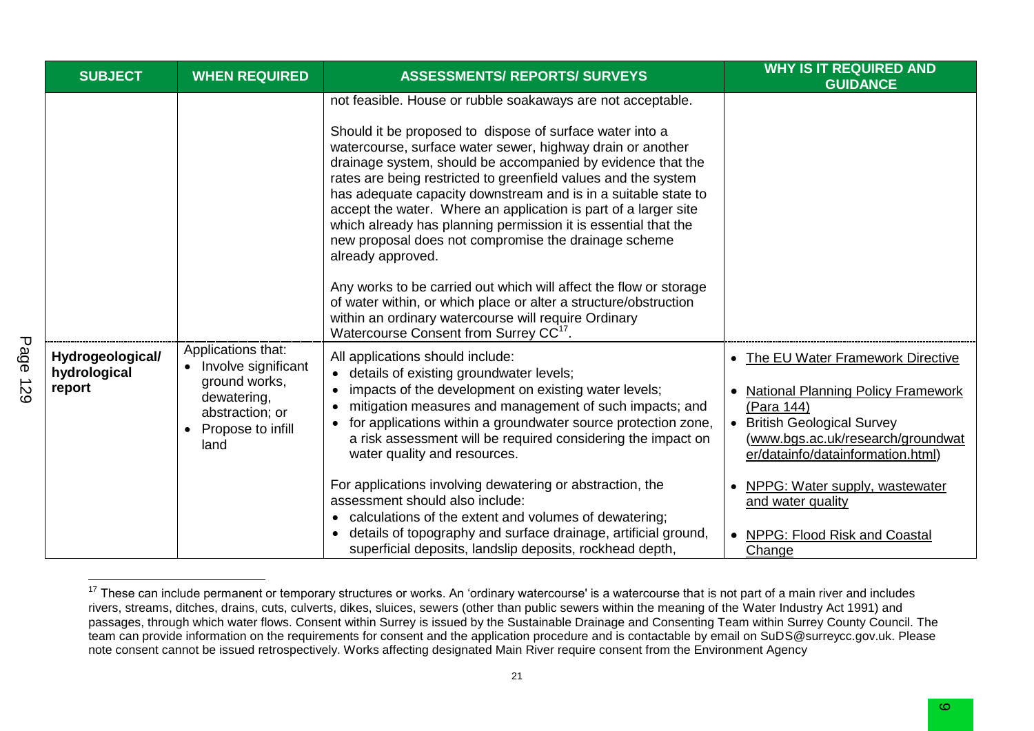| SUBJECT | WHEN REQUIRED | ASSESSMENTS/ REPORTS/ SURVEYS | WHY IS IT REQUIRED AND GUIDANCE |
|---|---|---|---|
| | | not feasible. House or rubble soakaways are not acceptable.<br><br>Should it be proposed to dispose of surface water into a watercourse, surface water sewer, highway drain or another drainage system, should be accompanied by evidence that the rates are being restricted to greenfield values and the system has adequate capacity downstream and is in a suitable state to accept the water. Where an application is part of a larger site which already has planning permission it is essential that the new proposal does not compromise the drainage scheme already approved.<br><br>Any works to be carried out which will affect the flow or storage of water within, or which place or alter a structure/obstruction within an ordinary watercourse will require Ordinary Watercourse Consent from Surrey CC[17]. | |
| **Hydrogeological/ hydrological report** | Applications that:<br>• Involve significant ground works, dewatering, abstraction; or<br>• Propose to infill land | All applications should include:<br>• details of existing groundwater levels;<br>• impacts of the development on existing water levels;<br>• mitigation measures and management of such impacts; and<br>• for applications within a groundwater source protection zone, a risk assessment will be required considering the impact on water quality and resources.<br><br>For applications involving dewatering or abstraction, the assessment should also include:<br>• calculations of the extent and volumes of dewatering;<br>• details of topography and surface drainage, artificial ground, superficial deposits, landslip deposits, rockhead depth, | • The EU Water Framework Directive<br>• National Planning Policy Framework (Para 144)<br>• British Geological Survey (www.bgs.ac.uk/research/groundwater/datainfo/datainformation.html)<br>• NPPG: Water supply, wastewater and water quality<br>• NPPG: Flood Risk and Coastal Change |

[17] These can include permanent or temporary structures or works. An 'ordinary watercourse' is a watercourse that is not part of a main river and includes rivers, streams, ditches, drains, cuts, culverts, dikes, sluices, sewers (other than public sewers within the meaning of the Water Industry Act 1991) and passages, through which water flows. Consent within Surrey is issued by the Sustainable Drainage and Consenting Team within Surrey County Council. The team can provide information on the requirements for consent and the application procedure and is contactable by email on SuDS@surreycc.gov.uk. Please note consent cannot be issued retrospectively. Works affecting designated Main River require consent from the Environment Agency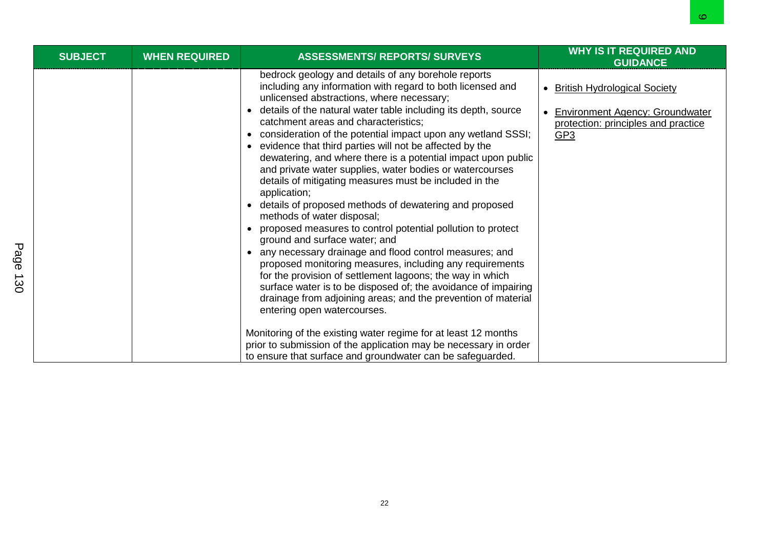| SUBJECT | WHEN REQUIRED | ASSESSMENTS/ REPORTS/ SURVEYS | WHY IS IT REQUIRED AND GUIDANCE |
|---|---|---|---|
| | | bedrock geology and details of any borehole reports including any information with regard to both licensed and unlicensed abstractions, where necessary;<br>• details of the natural water table including its depth, source catchment areas and characteristics;<br>• consideration of the potential impact upon any wetland SSSI;<br>• evidence that third parties will not be affected by the dewatering, and where there is a potential impact upon public and private water supplies, water bodies or watercourses details of mitigating measures must be included in the application;<br>• details of proposed methods of dewatering and proposed methods of water disposal;<br>• proposed measures to control potential pollution to protect ground and surface water; and<br>• any necessary drainage and flood control measures; and proposed monitoring measures, including any requirements for the provision of settlement lagoons; the way in which surface water is to be disposed of; the avoidance of impairing drainage from adjoining areas; and the prevention of material entering open watercourses.<br><br>Monitoring of the existing water regime for at least 12 months prior to submission of the application may be necessary in order to ensure that surface and groundwater can be safeguarded. | • British Hydrological Society<br><br>• Environment Agency: Groundwater protection: principles and practice GP3 |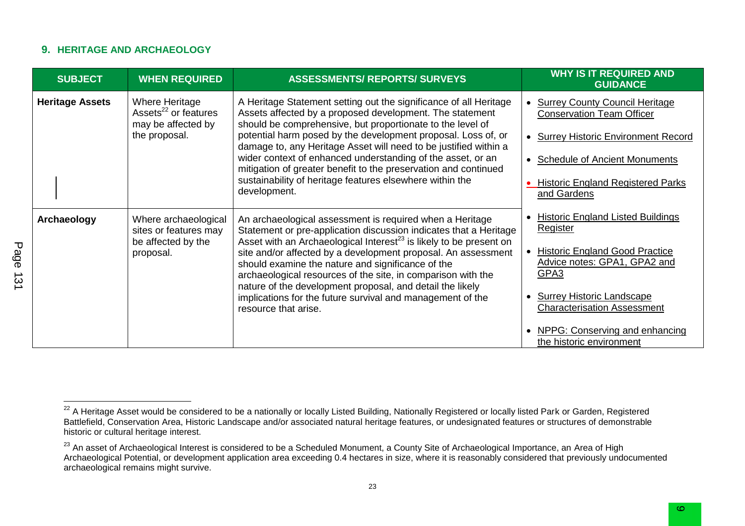## 9. HERITAGE AND ARCHAEOLOGY

| SUBJECT | WHEN REQUIRED | ASSESSMENTS/ REPORTS/ SURVEYS | WHY IS IT REQUIRED AND GUIDANCE |
|---|---|---|---|
| **Heritage Assets** | Where Heritage Assets[22] or features may be affected by the proposal. | A Heritage Statement setting out the significance of all Heritage Assets affected by a proposed development. The statement should be comprehensive, but proportionate to the level of potential harm posed by the development proposal. Loss of, or damage to, any Heritage Asset will need to be justified within a wider context of enhanced understanding of the asset, or an mitigation of greater benefit to the preservation and continued sustainability of heritage features elsewhere within the development. | • Surrey County Council Heritage Conservation Team Officer<br>• Surrey Historic Environment Record<br>• Schedule of Ancient Monuments<br>• Historic England Registered Parks and Gardens<br>• Historic England Listed Buildings Register<br>• Historic England Good Practice Advice notes: GPA1, GPA2 and GPA3<br>• Surrey Historic Landscape Characterisation Assessment<br>• NPPG: Conserving and enhancing the historic environment |
| **Archaeology** | Where archaeological sites or features may be affected by the proposal. | An archaeological assessment is required when a Heritage Statement or pre-application discussion indicates that a Heritage Asset with an Archaeological Interest[23] is likely to be present on site and/or affected by a development proposal. An assessment should examine the nature and significance of the archaeological resources of the site, in comparison with the nature of the development proposal, and detail the likely implications for the future survival and management of the resource that arise. | |

[22] A Heritage Asset would be considered to be a nationally or locally Listed Building, Nationally Registered or locally listed Park or Garden, Registered Battlefield, Conservation Area, Historic Landscape and/or associated natural heritage features, or undesignated features or structures of demonstrable historic or cultural heritage interest.

[23] An asset of Archaeological Interest is considered to be a Scheduled Monument, a County Site of Archaeological Importance, an Area of High Archaeological Potential, or development application area exceeding 0.4 hectares in size, where it is reasonably considered that previously undocumented archaeological remains might survive.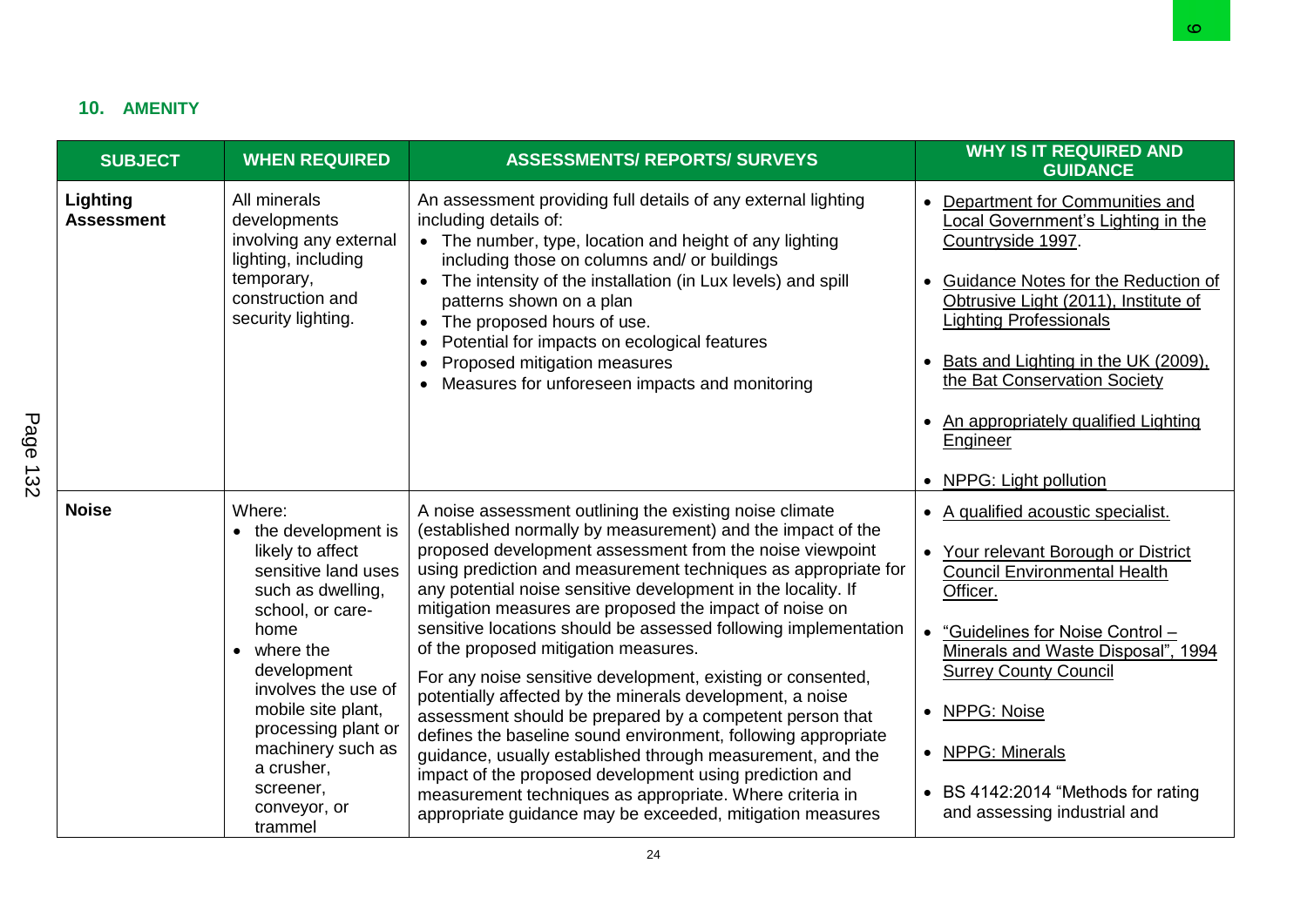## 10. AMENITY

| SUBJECT | WHEN REQUIRED | ASSESSMENTS/ REPORTS/ SURVEYS | WHY IS IT REQUIRED AND GUIDANCE |
|---|---|---|---|
| **Lighting Assessment** | All minerals developments involving any external lighting, including temporary, construction and security lighting. | An assessment providing full details of any external lighting including details of:<br>• The number, type, location and height of any lighting including those on columns and/ or buildings<br>• The intensity of the installation (in Lux levels) and spill patterns shown on a plan<br>• The proposed hours of use.<br>• Potential for impacts on ecological features<br>• Proposed mitigation measures<br>• Measures for unforeseen impacts and monitoring | • Department for Communities and Local Government's Lighting in the Countryside 1997.<br>• Guidance Notes for the Reduction of Obtrusive Light (2011), Institute of Lighting Professionals<br>• Bats and Lighting in the UK (2009), the Bat Conservation Society<br>• An appropriately qualified Lighting Engineer<br>• NPPG: Light pollution |
| **Noise** | Where:<br>• the development is likely to affect sensitive land uses such as dwelling, school, or care-home<br>• where the development involves the use of mobile site plant, processing plant or machinery such as a crusher, screener, conveyor, or trammel | A noise assessment outlining the existing noise climate (established normally by measurement) and the impact of the proposed development assessment from the noise viewpoint using prediction and measurement techniques as appropriate for any potential noise sensitive development in the locality. If mitigation measures are proposed the impact of noise on sensitive locations should be assessed following implementation of the proposed mitigation measures.<br><br>For any noise sensitive development, existing or consented, potentially affected by the minerals development, a noise assessment should be prepared by a competent person that defines the baseline sound environment, following appropriate guidance, usually established through measurement, and the impact of the proposed development using prediction and measurement techniques as appropriate. Where criteria in appropriate guidance may be exceeded, mitigation measures | • A qualified acoustic specialist.<br>• Your relevant Borough or District Council Environmental Health Officer.<br>• "Guidelines for Noise Control – Minerals and Waste Disposal", 1994 Surrey County Council<br>• NPPG: Noise<br>• NPPG: Minerals<br>• BS 4142:2014 "Methods for rating and assessing industrial and |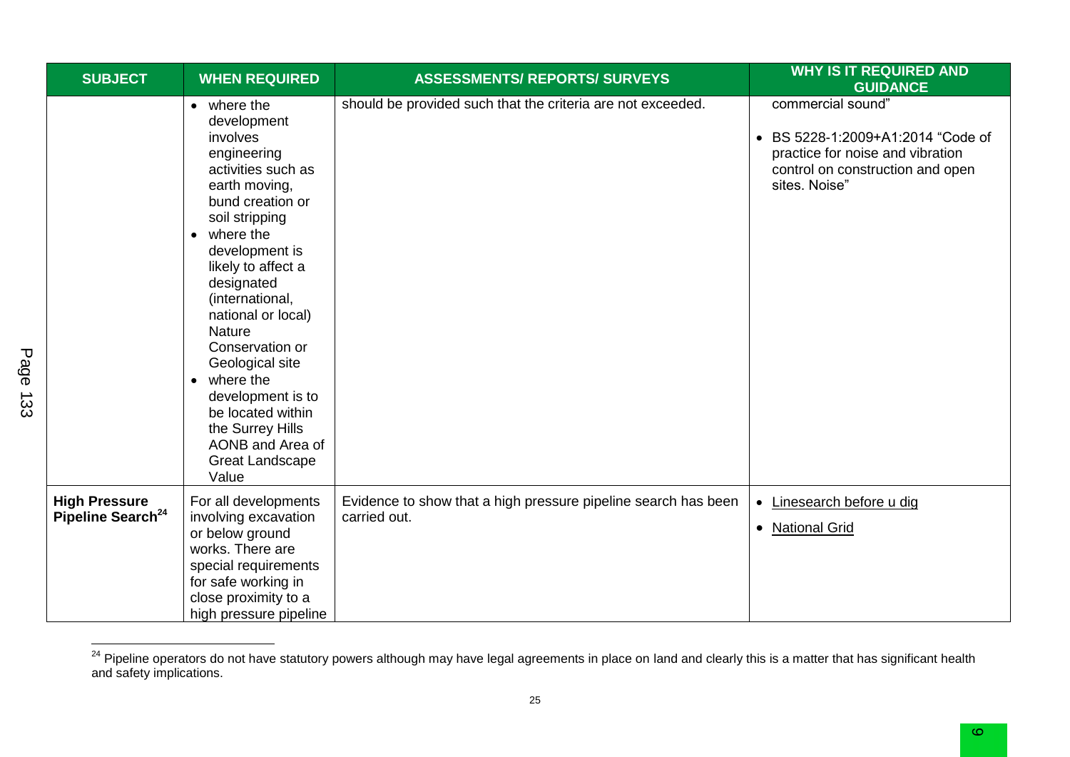| SUBJECT | WHEN REQUIRED | ASSESSMENTS/ REPORTS/ SURVEYS | WHY IS IT REQUIRED AND GUIDANCE |
|---|---|---|---|
| | • where the development involves engineering activities such as earth moving, bund creation or soil stripping<br>• where the development is likely to affect a designated (international, national or local) Nature Conservation or Geological site<br>• where the development is to be located within the Surrey Hills AONB and Area of Great Landscape Value | should be provided such that the criteria are not exceeded. | commercial sound"<br>• BS 5228-1:2009+A1:2014 "Code of practice for noise and vibration control on construction and open sites. Noise" |
| **High Pressure Pipeline Search**[24] | For all developments involving excavation or below ground works. There are special requirements for safe working in close proximity to a high pressure pipeline | Evidence to show that a high pressure pipeline search has been carried out. | • Linesearch before u dig<br>• National Grid |

[24] Pipeline operators do not have statutory powers although may have legal agreements in place on land and clearly this is a matter that has significant health and safety implications.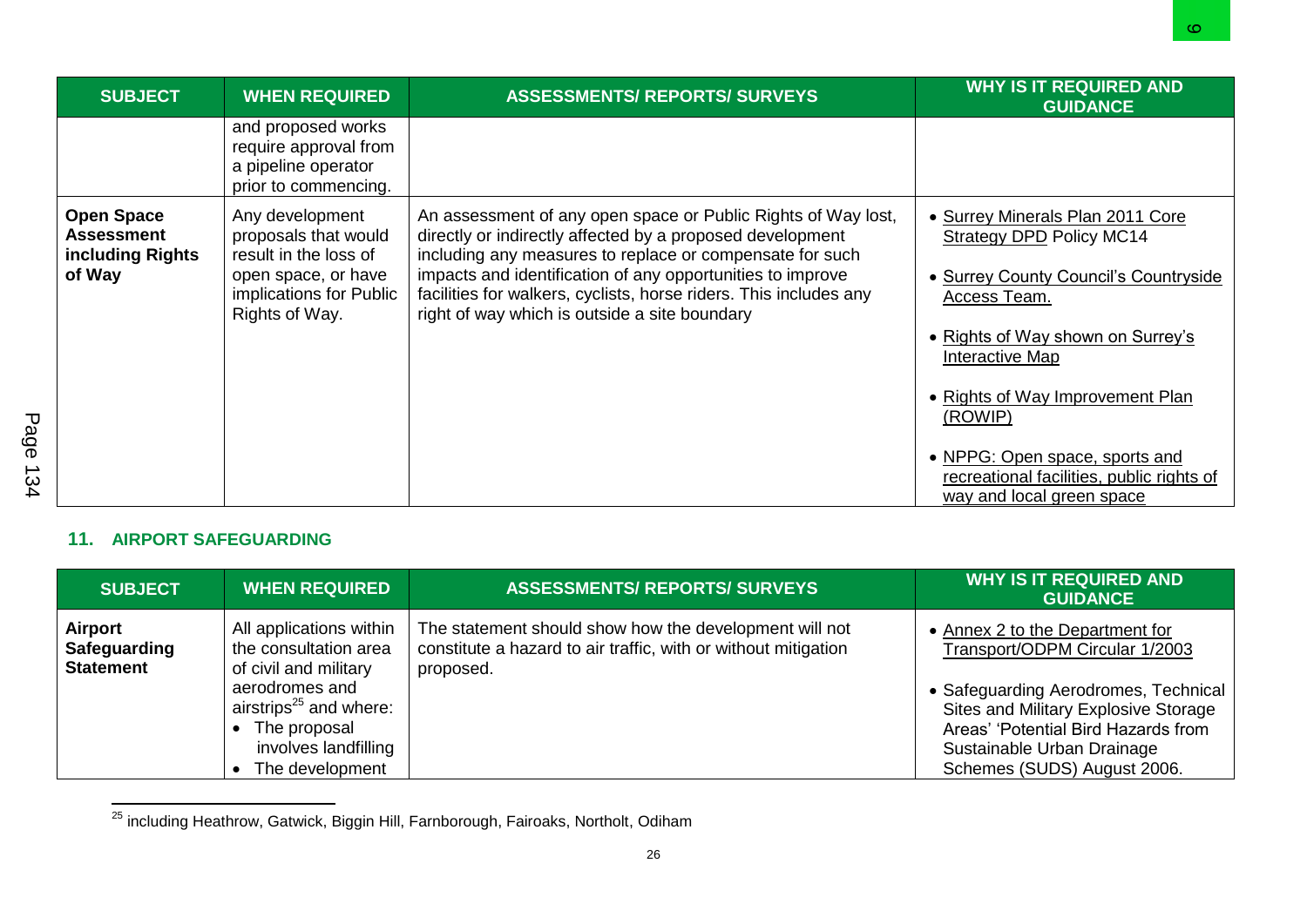| SUBJECT | WHEN REQUIRED | ASSESSMENTS/ REPORTS/ SURVEYS | WHY IS IT REQUIRED AND GUIDANCE |
|---|---|---|---|
| | and proposed works require approval from a pipeline operator prior to commencing. | | |
| **Open Space Assessment including Rights of Way** | Any development proposals that would result in the loss of open space, or have implications for Public Rights of Way. | An assessment of any open space or Public Rights of Way lost, directly or indirectly affected by a proposed development including any measures to replace or compensate for such impacts and identification of any opportunities to improve facilities for walkers, cyclists, horse riders. This includes any right of way which is outside a site boundary | • Surrey Minerals Plan 2011 Core Strategy DPD Policy MC14<br>• Surrey County Council's Countryside Access Team.<br>• Rights of Way shown on Surrey's Interactive Map<br>• Rights of Way Improvement Plan (ROWIP)<br>• NPPG: Open space, sports and recreational facilities, public rights of way and local green space |

## 11. AIRPORT SAFEGUARDING

| SUBJECT | WHEN REQUIRED | ASSESSMENTS/ REPORTS/ SURVEYS | WHY IS IT REQUIRED AND GUIDANCE |
|---|---|---|---|
| **Airport Safeguarding Statement** | All applications within the consultation area of civil and military aerodromes and airstrips[25] and where:<br>• The proposal involves landfilling<br>• The development | The statement should show how the development will not constitute a hazard to air traffic, with or without mitigation proposed. | • Annex 2 to the Department for Transport/ODPM Circular 1/2003<br>• Safeguarding Aerodromes, Technical Sites and Military Explosive Storage Areas' 'Potential Bird Hazards from Sustainable Urban Drainage Schemes (SUDS) August 2006. |

[25] including Heathrow, Gatwick, Biggin Hill, Farnborough, Fairoaks, Northolt, Odiham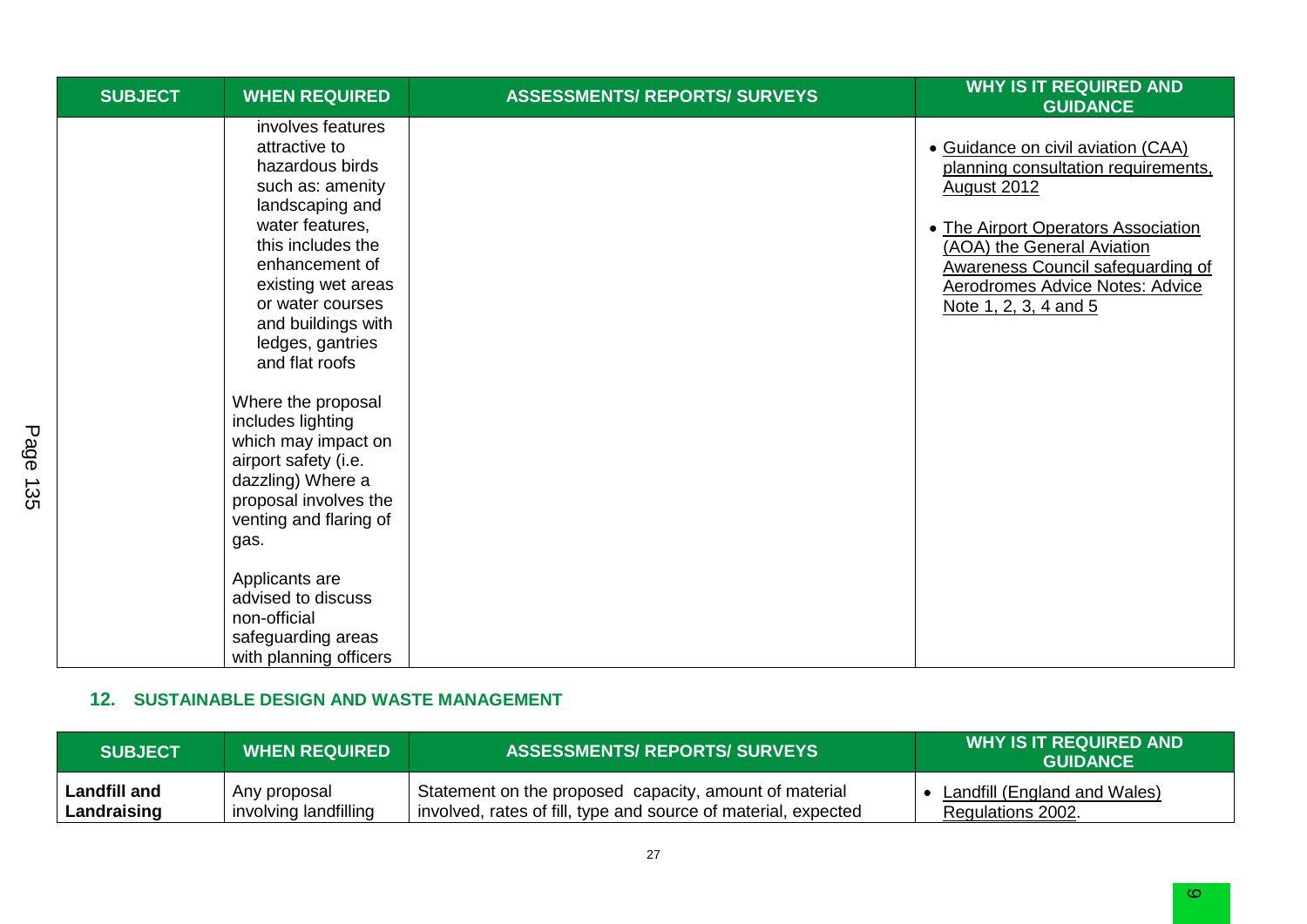| SUBJECT | WHEN REQUIRED | ASSESSMENTS/ REPORTS/ SURVEYS | WHY IS IT REQUIRED AND GUIDANCE |
|---|---|---|---|
| | involves features attractive to hazardous birds such as: amenity landscaping and water features, this includes the enhancement of existing wet areas or water courses and buildings with ledges, gantries and flat roofs<br><br>Where the proposal includes lighting which may impact on airport safety (i.e. dazzling) Where a proposal involves the venting and flaring of gas.<br><br>Applicants are advised to discuss non-official safeguarding areas with planning officers | | • Guidance on civil aviation (CAA) planning consultation requirements, August 2012<br><br>• The Airport Operators Association (AOA) the General Aviation Awareness Council safeguarding of Aerodromes Advice Notes: Advice Note 1, 2, 3, 4 and 5 |

## 12. SUSTAINABLE DESIGN AND WASTE MANAGEMENT

| SUBJECT | WHEN REQUIRED | ASSESSMENTS/ REPORTS/ SURVEYS | WHY IS IT REQUIRED AND GUIDANCE |
|---|---|---|---|
| **Landfill and Landraising** | Any proposal involving landfilling | Statement on the proposed capacity, amount of material involved, rates of fill, type and source of material, expected | • Landfill (England and Wales) Regulations 2002. |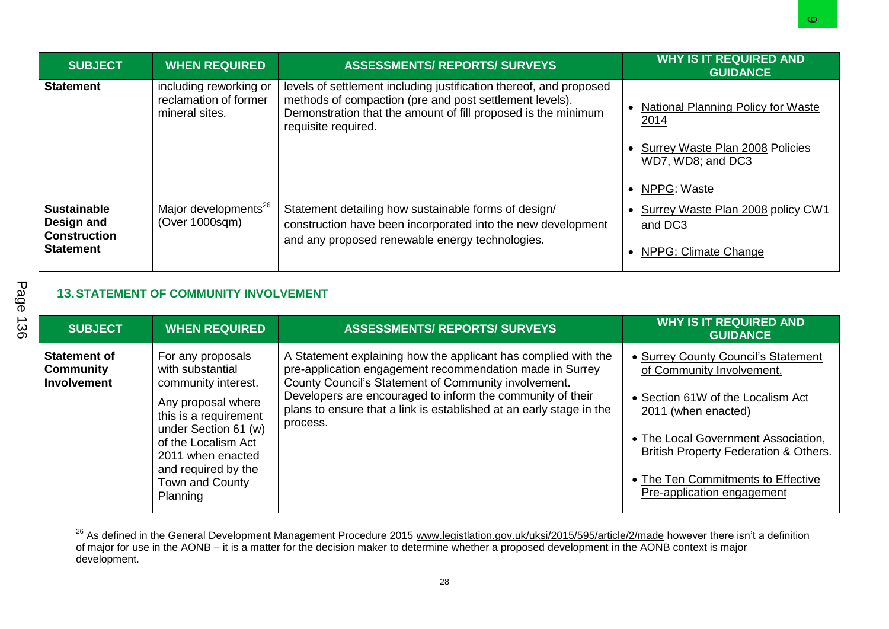| SUBJECT | WHEN REQUIRED | ASSESSMENTS/ REPORTS/ SURVEYS | WHY IS IT REQUIRED AND GUIDANCE |
|---|---|---|---|
| **Statement** | including reworking or reclamation of former mineral sites. | levels of settlement including justification thereof, and proposed methods of compaction (pre and post settlement levels). Demonstration that the amount of fill proposed is the minimum requisite required. | • National Planning Policy for Waste 2014<br>• Surrey Waste Plan 2008 Policies WD7, WD8; and DC3<br>• NPPG: Waste |
| **Sustainable Design and Construction Statement** | Major developments[26] (Over 1000sqm) | Statement detailing how sustainable forms of design/ construction have been incorporated into the new development and any proposed renewable energy technologies. | • Surrey Waste Plan 2008 policy CW1 and DC3<br>• NPPG: Climate Change |

## 13. STATEMENT OF COMMUNITY INVOLVEMENT

| SUBJECT | WHEN REQUIRED | ASSESSMENTS/ REPORTS/ SURVEYS | WHY IS IT REQUIRED AND GUIDANCE |
|---|---|---|---|
| **Statement of Community Involvement** | For any proposals with substantial community interest.<br>Any proposal where this is a requirement under Section 61 (w) of the Localism Act 2011 when enacted and required by the Town and County Planning | A Statement explaining how the applicant has complied with the pre-application engagement recommendation made in Surrey County Council's Statement of Community involvement. Developers are encouraged to inform the community of their plans to ensure that a link is established at an early stage in the process. | • Surrey County Council's Statement of Community Involvement.<br>• Section 61W of the Localism Act 2011 (when enacted)<br>• The Local Government Association, British Property Federation & Others.<br>• The Ten Commitments to Effective Pre-application engagement |

[26] As defined in the General Development Management Procedure 2015 www.legislation.gov.uk/uksi/2015/595/article/2/made however there isn't a definition of major for use in the AONB – it is a matter for the decision maker to determine whether a proposed development in the AONB context is major development.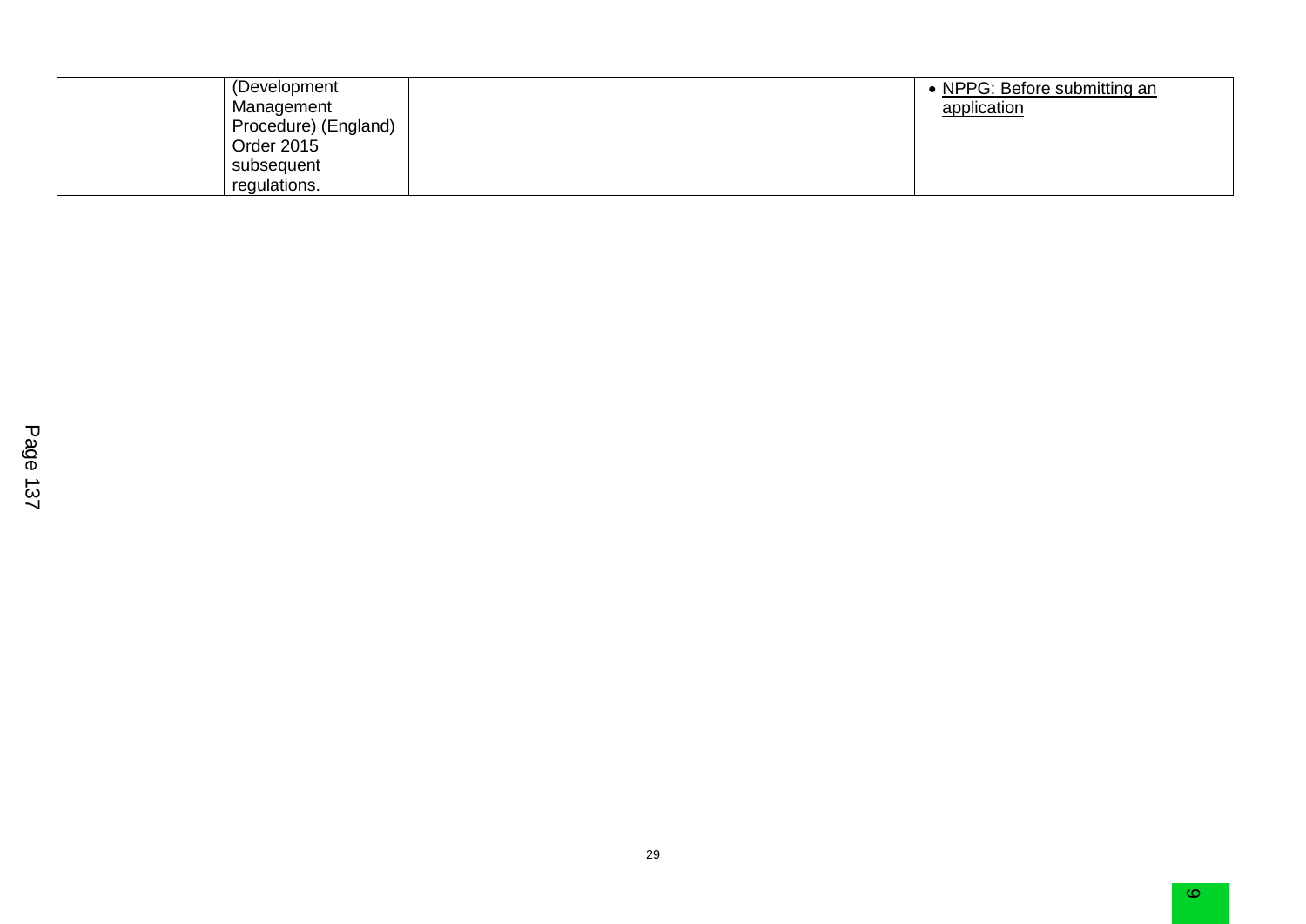| | | | |
|---|---|---|---|
| | (Development Management Procedure) (England) Order 2015 subsequent regulations. | | • NPPG: Before submitting an application |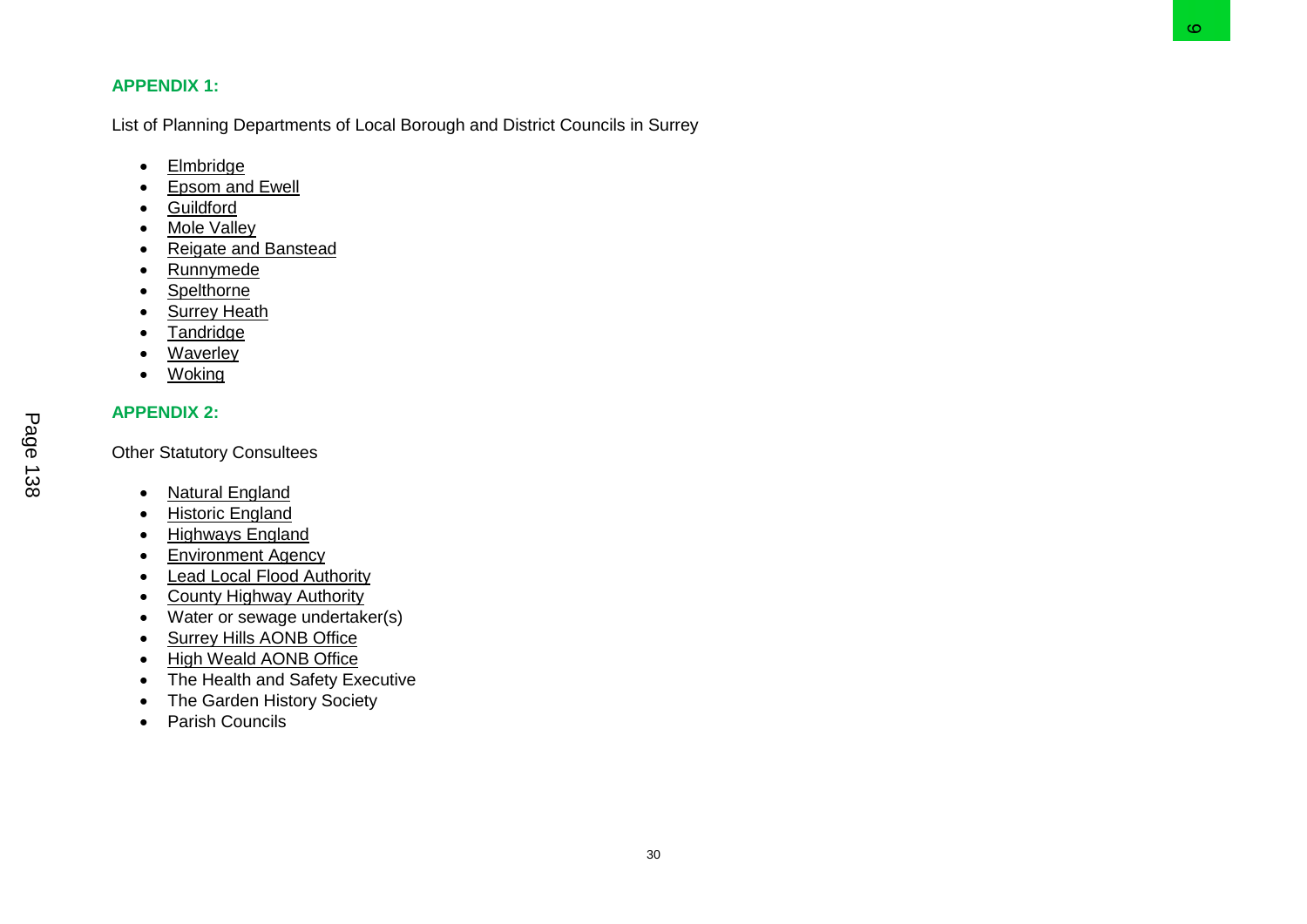**APPENDIX 1:**

List of Planning Departments of Local Borough and District Councils in Surrey

- Elmbridge
- Epsom and Ewell
- Guildford
- Mole Valley
- Reigate and Banstead
- Runnymede
- Spelthorne
- Surrey Heath
- Tandridge
- Waverley
- Woking

**APPENDIX 2:**

Other Statutory Consultees

- Natural England
- Historic England
- Highways England
- Environment Agency
- Lead Local Flood Authority
- County Highway Authority
- Water or sewage undertaker(s)
- Surrey Hills AONB Office
- High Weald AONB Office
- The Health and Safety Executive
- The Garden History Society
- Parish Councils